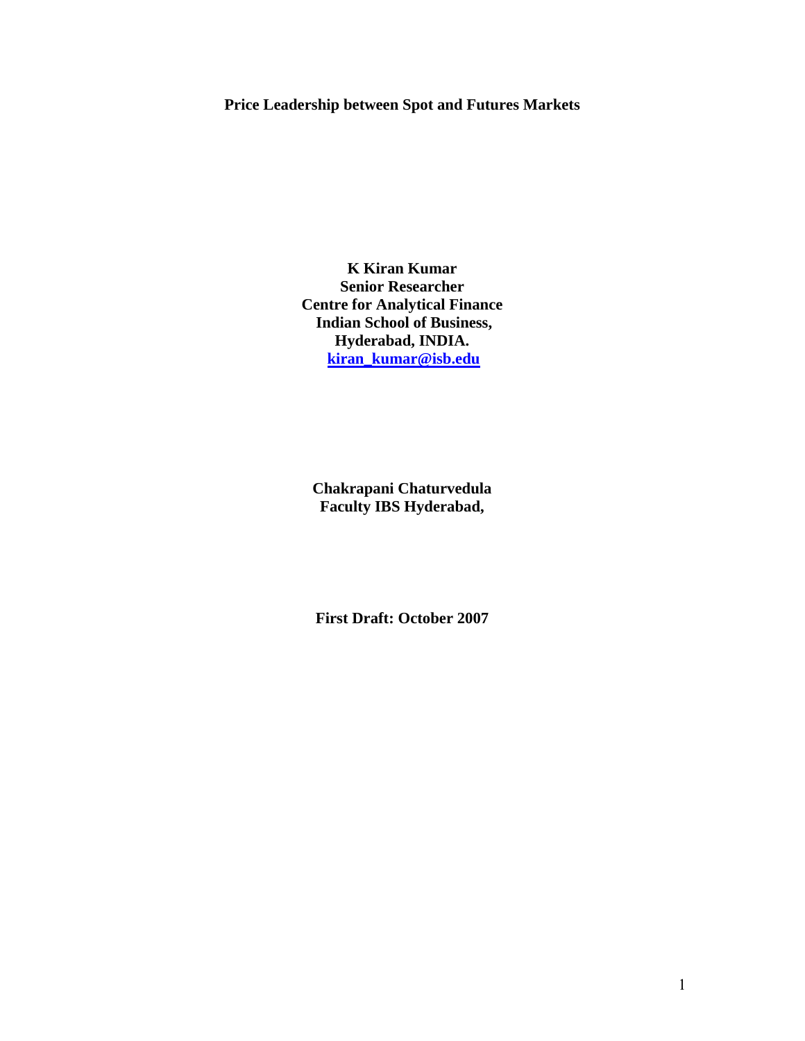# Price Leadership between Spot and Futures Markets

**K Kiran Kumar**
**Senior Researcher**
**Centre for Analytical Finance**
**Indian School of Business,**
**Hyderabad, INDIA.**
**kiran_kumar@isb.edu**

**Chakrapani Chaturvedula**
**Faculty IBS Hyderabad,**

**First Draft: October 2007**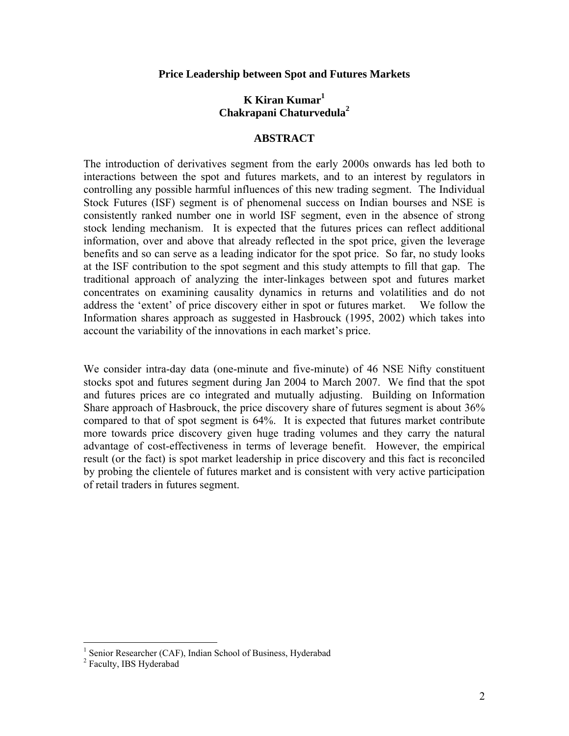**Price Leadership between Spot and Futures Markets**

**K Kiran Kumar[1]**
**Chakrapani Chaturvedula[2]**

## ABSTRACT

The introduction of derivatives segment from the early 2000s onwards has led both to interactions between the spot and futures markets, and to an interest by regulators in controlling any possible harmful influences of this new trading segment. The Individual Stock Futures (ISF) segment is of phenomenal success on Indian bourses and NSE is consistently ranked number one in world ISF segment, even in the absence of strong stock lending mechanism. It is expected that the futures prices can reflect additional information, over and above that already reflected in the spot price, given the leverage benefits and so can serve as a leading indicator for the spot price. So far, no study looks at the ISF contribution to the spot segment and this study attempts to fill that gap. The traditional approach of analyzing the inter-linkages between spot and futures market concentrates on examining causality dynamics in returns and volatilities and do not address the 'extent' of price discovery either in spot or futures market. We follow the Information shares approach as suggested in Hasbrouck (1995, 2002) which takes into account the variability of the innovations in each market's price.

We consider intra-day data (one-minute and five-minute) of 46 NSE Nifty constituent stocks spot and futures segment during Jan 2004 to March 2007. We find that the spot and futures prices are co integrated and mutually adjusting. Building on Information Share approach of Hasbrouck, the price discovery share of futures segment is about 36% compared to that of spot segment is 64%. It is expected that futures market contribute more towards price discovery given huge trading volumes and they carry the natural advantage of cost-effectiveness in terms of leverage benefit. However, the empirical result (or the fact) is spot market leadership in price discovery and this fact is reconciled by probing the clientele of futures market and is consistent with very active participation of retail traders in futures segment.

---

[1] Senior Researcher (CAF), Indian School of Business, Hyderabad
[2] Faculty, IBS Hyderabad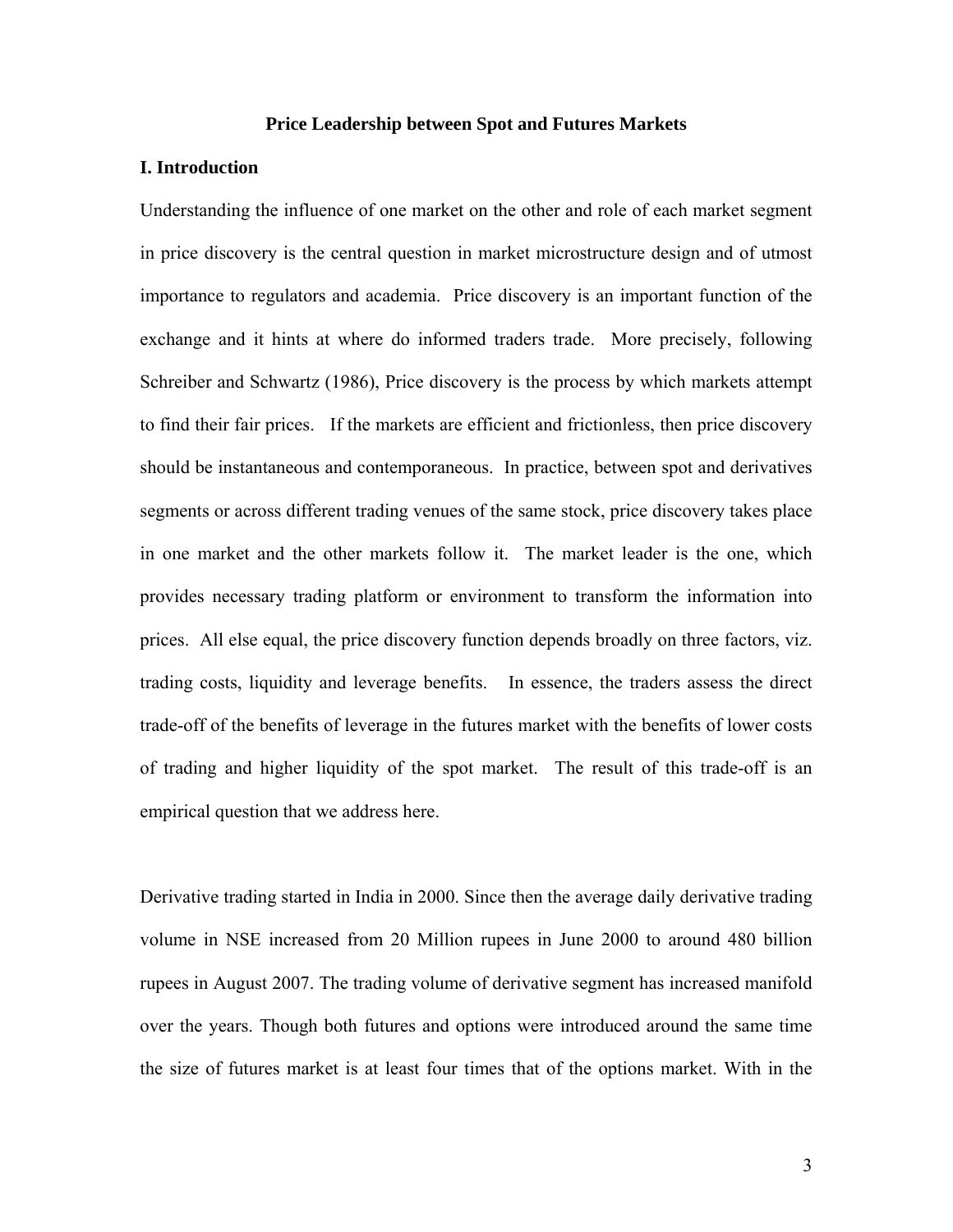# Price Leadership between Spot and Futures Markets

## I. Introduction

Understanding the influence of one market on the other and role of each market segment in price discovery is the central question in market microstructure design and of utmost importance to regulators and academia. Price discovery is an important function of the exchange and it hints at where do informed traders trade. More precisely, following Schreiber and Schwartz (1986), Price discovery is the process by which markets attempt to find their fair prices. If the markets are efficient and frictionless, then price discovery should be instantaneous and contemporaneous. In practice, between spot and derivatives segments or across different trading venues of the same stock, price discovery takes place in one market and the other markets follow it. The market leader is the one, which provides necessary trading platform or environment to transform the information into prices. All else equal, the price discovery function depends broadly on three factors, viz. trading costs, liquidity and leverage benefits. In essence, the traders assess the direct trade-off of the benefits of leverage in the futures market with the benefits of lower costs of trading and higher liquidity of the spot market. The result of this trade-off is an empirical question that we address here.

Derivative trading started in India in 2000. Since then the average daily derivative trading volume in NSE increased from 20 Million rupees in June 2000 to around 480 billion rupees in August 2007. The trading volume of derivative segment has increased manifold over the years. Though both futures and options were introduced around the same time the size of futures market is at least four times that of the options market. With in the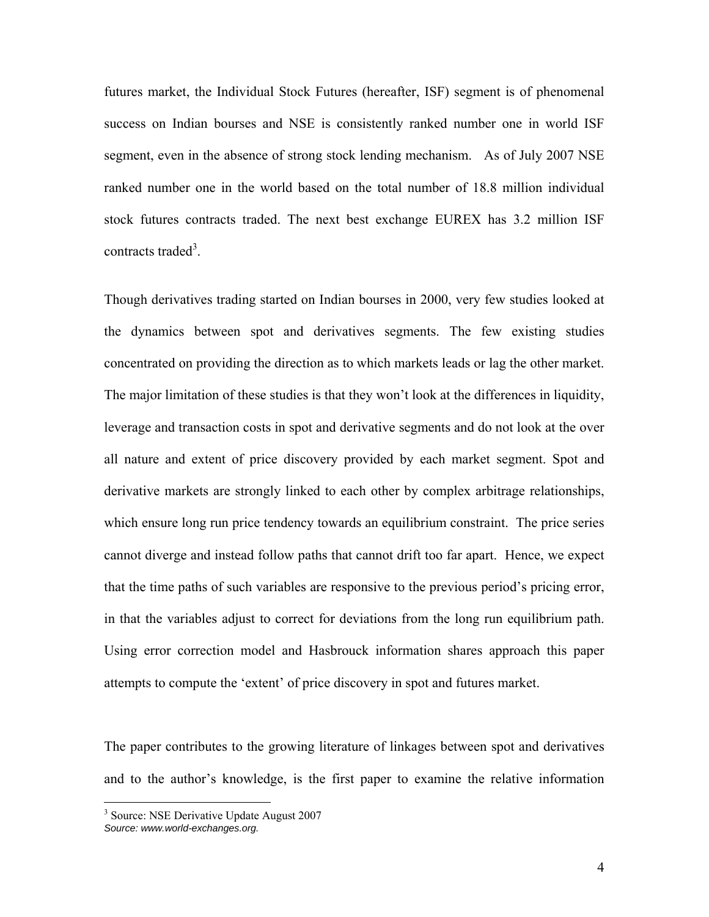futures market, the Individual Stock Futures (hereafter, ISF) segment is of phenomenal success on Indian bourses and NSE is consistently ranked number one in world ISF segment, even in the absence of strong stock lending mechanism. As of July 2007 NSE ranked number one in the world based on the total number of 18.8 million individual stock futures contracts traded. The next best exchange EUREX has 3.2 million ISF contracts traded[3].

Though derivatives trading started on Indian bourses in 2000, very few studies looked at the dynamics between spot and derivatives segments. The few existing studies concentrated on providing the direction as to which markets leads or lag the other market. The major limitation of these studies is that they won't look at the differences in liquidity, leverage and transaction costs in spot and derivative segments and do not look at the over all nature and extent of price discovery provided by each market segment. Spot and derivative markets are strongly linked to each other by complex arbitrage relationships, which ensure long run price tendency towards an equilibrium constraint. The price series cannot diverge and instead follow paths that cannot drift too far apart. Hence, we expect that the time paths of such variables are responsive to the previous period's pricing error, in that the variables adjust to correct for deviations from the long run equilibrium path. Using error correction model and Hasbrouck information shares approach this paper attempts to compute the 'extent' of price discovery in spot and futures market.

The paper contributes to the growing literature of linkages between spot and derivatives and to the author's knowledge, is the first paper to examine the relative information

---

[3] Source: NSE Derivative Update August 2007
*Source: www.world-exchanges.org.*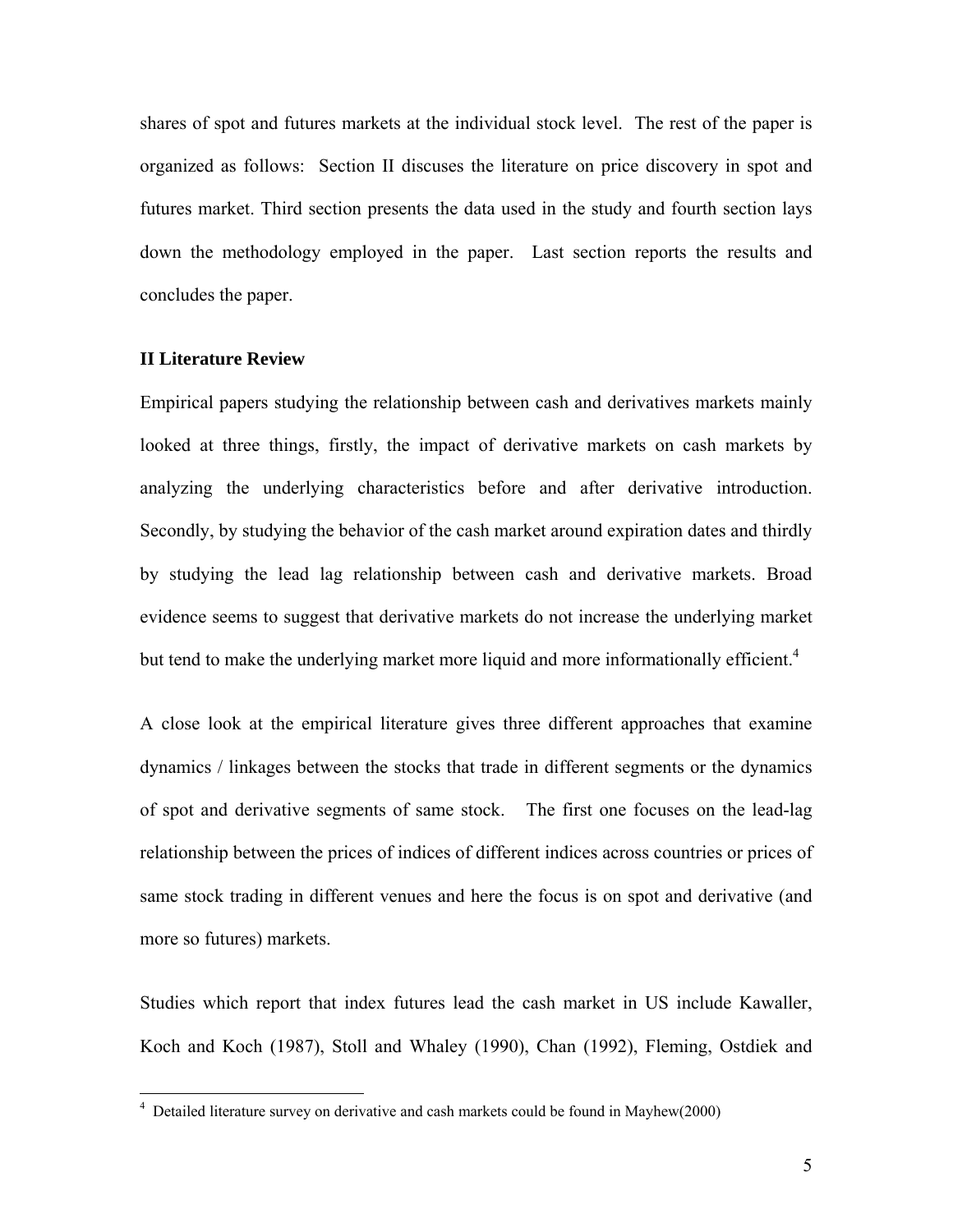shares of spot and futures markets at the individual stock level. The rest of the paper is organized as follows: Section II discuses the literature on price discovery in spot and futures market. Third section presents the data used in the study and fourth section lays down the methodology employed in the paper. Last section reports the results and concludes the paper.

## II Literature Review

Empirical papers studying the relationship between cash and derivatives markets mainly looked at three things, firstly, the impact of derivative markets on cash markets by analyzing the underlying characteristics before and after derivative introduction. Secondly, by studying the behavior of the cash market around expiration dates and thirdly by studying the lead lag relationship between cash and derivative markets. Broad evidence seems to suggest that derivative markets do not increase the underlying market but tend to make the underlying market more liquid and more informationally efficient.[4]

A close look at the empirical literature gives three different approaches that examine dynamics / linkages between the stocks that trade in different segments or the dynamics of spot and derivative segments of same stock. The first one focuses on the lead-lag relationship between the prices of indices of different indices across countries or prices of same stock trading in different venues and here the focus is on spot and derivative (and more so futures) markets.

Studies which report that index futures lead the cash market in US include Kawaller, Koch and Koch (1987), Stoll and Whaley (1990), Chan (1992), Fleming, Ostdiek and

[4] Detailed literature survey on derivative and cash markets could be found in Mayhew(2000)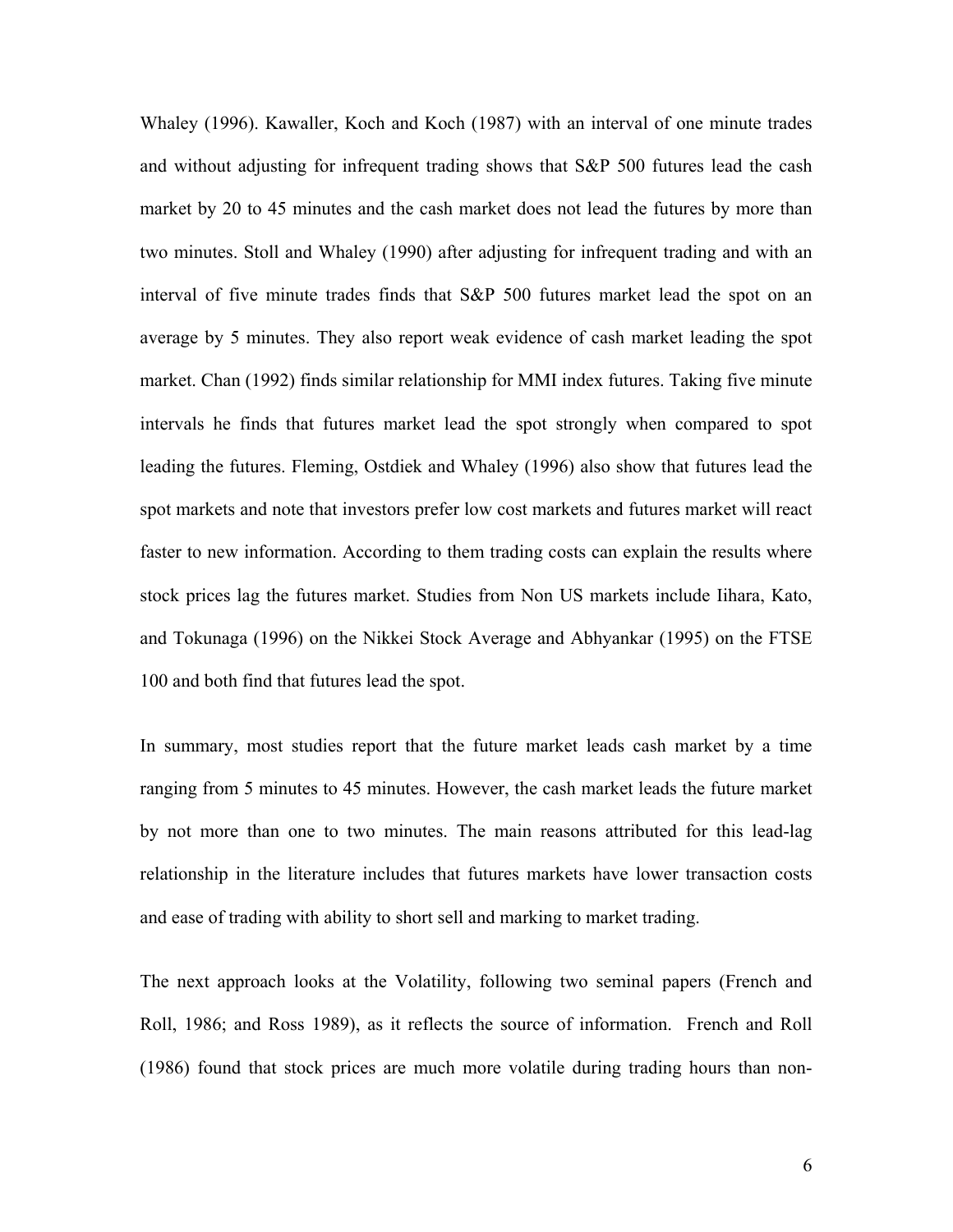Whaley (1996). Kawaller, Koch and Koch (1987) with an interval of one minute trades and without adjusting for infrequent trading shows that S&P 500 futures lead the cash market by 20 to 45 minutes and the cash market does not lead the futures by more than two minutes. Stoll and Whaley (1990) after adjusting for infrequent trading and with an interval of five minute trades finds that S&P 500 futures market lead the spot on an average by 5 minutes. They also report weak evidence of cash market leading the spot market. Chan (1992) finds similar relationship for MMI index futures. Taking five minute intervals he finds that futures market lead the spot strongly when compared to spot leading the futures. Fleming, Ostdiek and Whaley (1996) also show that futures lead the spot markets and note that investors prefer low cost markets and futures market will react faster to new information. According to them trading costs can explain the results where stock prices lag the futures market. Studies from Non US markets include Iihara, Kato, and Tokunaga (1996) on the Nikkei Stock Average and Abhyankar (1995) on the FTSE 100 and both find that futures lead the spot.

In summary, most studies report that the future market leads cash market by a time ranging from 5 minutes to 45 minutes. However, the cash market leads the future market by not more than one to two minutes. The main reasons attributed for this lead-lag relationship in the literature includes that futures markets have lower transaction costs and ease of trading with ability to short sell and marking to market trading.

The next approach looks at the Volatility, following two seminal papers (French and Roll, 1986; and Ross 1989), as it reflects the source of information. French and Roll (1986) found that stock prices are much more volatile during trading hours than non-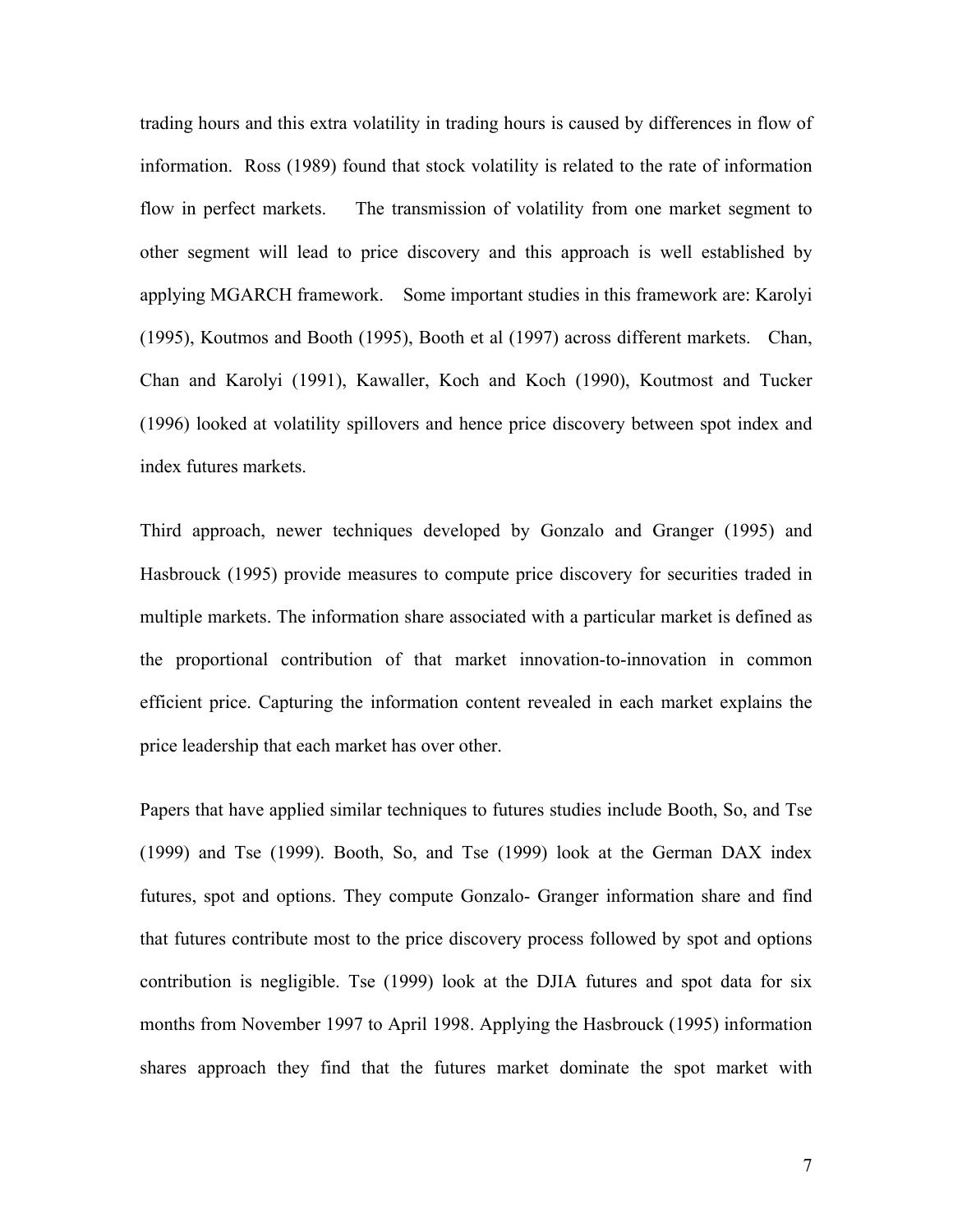trading hours and this extra volatility in trading hours is caused by differences in flow of information. Ross (1989) found that stock volatility is related to the rate of information flow in perfect markets. The transmission of volatility from one market segment to other segment will lead to price discovery and this approach is well established by applying MGARCH framework. Some important studies in this framework are: Karolyi (1995), Koutmos and Booth (1995), Booth et al (1997) across different markets. Chan, Chan and Karolyi (1991), Kawaller, Koch and Koch (1990), Koutmost and Tucker (1996) looked at volatility spillovers and hence price discovery between spot index and index futures markets.

Third approach, newer techniques developed by Gonzalo and Granger (1995) and Hasbrouck (1995) provide measures to compute price discovery for securities traded in multiple markets. The information share associated with a particular market is defined as the proportional contribution of that market innovation-to-innovation in common efficient price. Capturing the information content revealed in each market explains the price leadership that each market has over other.

Papers that have applied similar techniques to futures studies include Booth, So, and Tse (1999) and Tse (1999). Booth, So, and Tse (1999) look at the German DAX index futures, spot and options. They compute Gonzalo- Granger information share and find that futures contribute most to the price discovery process followed by spot and options contribution is negligible. Tse (1999) look at the DJIA futures and spot data for six months from November 1997 to April 1998. Applying the Hasbrouck (1995) information shares approach they find that the futures market dominate the spot market with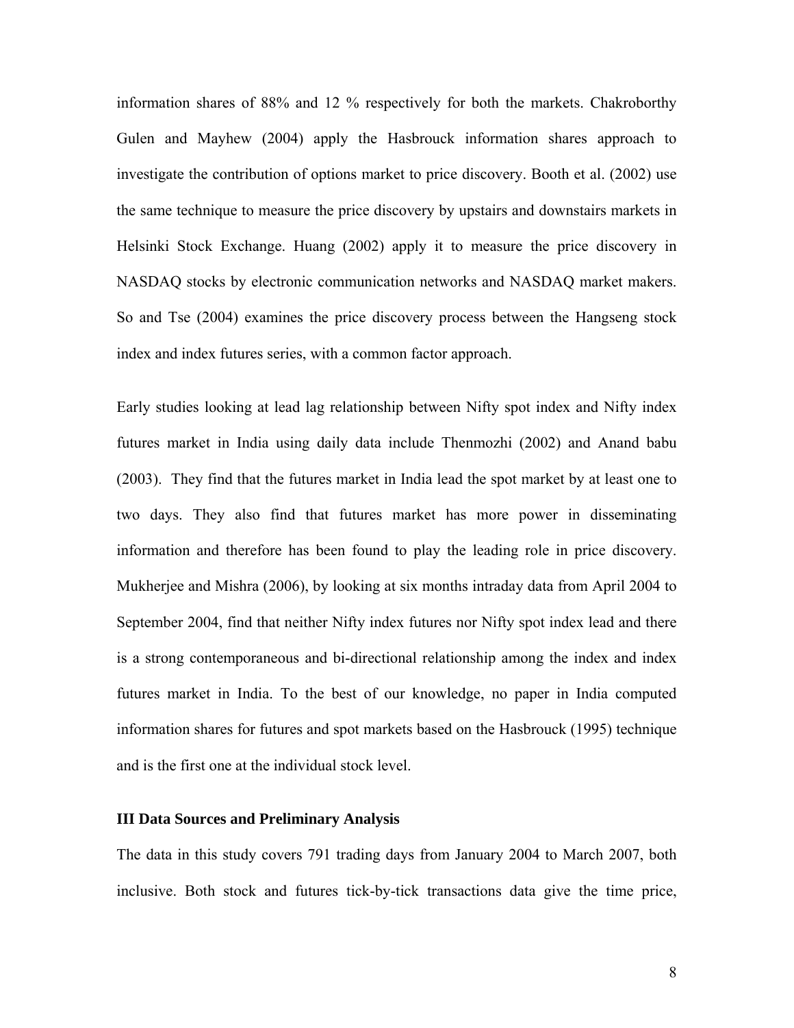information shares of 88% and 12 % respectively for both the markets. Chakroborthy Gulen and Mayhew (2004) apply the Hasbrouck information shares approach to investigate the contribution of options market to price discovery. Booth et al. (2002) use the same technique to measure the price discovery by upstairs and downstairs markets in Helsinki Stock Exchange. Huang (2002) apply it to measure the price discovery in NASDAQ stocks by electronic communication networks and NASDAQ market makers. So and Tse (2004) examines the price discovery process between the Hangseng stock index and index futures series, with a common factor approach.

Early studies looking at lead lag relationship between Nifty spot index and Nifty index futures market in India using daily data include Thenmozhi (2002) and Anand babu (2003). They find that the futures market in India lead the spot market by at least one to two days. They also find that futures market has more power in disseminating information and therefore has been found to play the leading role in price discovery. Mukherjee and Mishra (2006), by looking at six months intraday data from April 2004 to September 2004, find that neither Nifty index futures nor Nifty spot index lead and there is a strong contemporaneous and bi-directional relationship among the index and index futures market in India. To the best of our knowledge, no paper in India computed information shares for futures and spot markets based on the Hasbrouck (1995) technique and is the first one at the individual stock level.

### III Data Sources and Preliminary Analysis

The data in this study covers 791 trading days from January 2004 to March 2007, both inclusive. Both stock and futures tick-by-tick transactions data give the time price,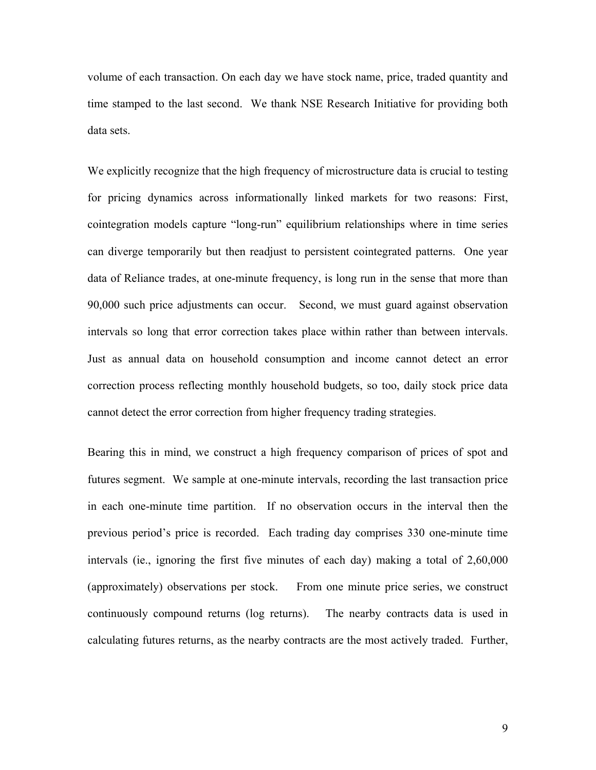volume of each transaction. On each day we have stock name, price, traded quantity and time stamped to the last second. We thank NSE Research Initiative for providing both data sets.

We explicitly recognize that the high frequency of microstructure data is crucial to testing for pricing dynamics across informationally linked markets for two reasons: First, cointegration models capture "long-run" equilibrium relationships where in time series can diverge temporarily but then readjust to persistent cointegrated patterns. One year data of Reliance trades, at one-minute frequency, is long run in the sense that more than 90,000 such price adjustments can occur. Second, we must guard against observation intervals so long that error correction takes place within rather than between intervals. Just as annual data on household consumption and income cannot detect an error correction process reflecting monthly household budgets, so too, daily stock price data cannot detect the error correction from higher frequency trading strategies.

Bearing this in mind, we construct a high frequency comparison of prices of spot and futures segment. We sample at one-minute intervals, recording the last transaction price in each one-minute time partition. If no observation occurs in the interval then the previous period's price is recorded. Each trading day comprises 330 one-minute time intervals (ie., ignoring the first five minutes of each day) making a total of 2,60,000 (approximately) observations per stock. From one minute price series, we construct continuously compound returns (log returns). The nearby contracts data is used in calculating futures returns, as the nearby contracts are the most actively traded. Further,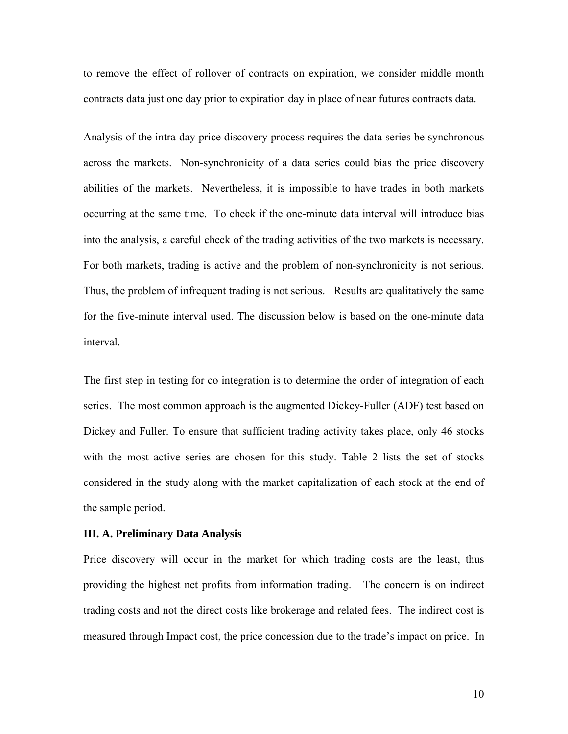to remove the effect of rollover of contracts on expiration, we consider middle month contracts data just one day prior to expiration day in place of near futures contracts data.

Analysis of the intra-day price discovery process requires the data series be synchronous across the markets. Non-synchronicity of a data series could bias the price discovery abilities of the markets. Nevertheless, it is impossible to have trades in both markets occurring at the same time. To check if the one-minute data interval will introduce bias into the analysis, a careful check of the trading activities of the two markets is necessary. For both markets, trading is active and the problem of non-synchronicity is not serious. Thus, the problem of infrequent trading is not serious. Results are qualitatively the same for the five-minute interval used. The discussion below is based on the one-minute data interval.

The first step in testing for co integration is to determine the order of integration of each series. The most common approach is the augmented Dickey-Fuller (ADF) test based on Dickey and Fuller. To ensure that sufficient trading activity takes place, only 46 stocks with the most active series are chosen for this study. Table 2 lists the set of stocks considered in the study along with the market capitalization of each stock at the end of the sample period.

**III. A. Preliminary Data Analysis**

Price discovery will occur in the market for which trading costs are the least, thus providing the highest net profits from information trading. The concern is on indirect trading costs and not the direct costs like brokerage and related fees. The indirect cost is measured through Impact cost, the price concession due to the trade's impact on price. In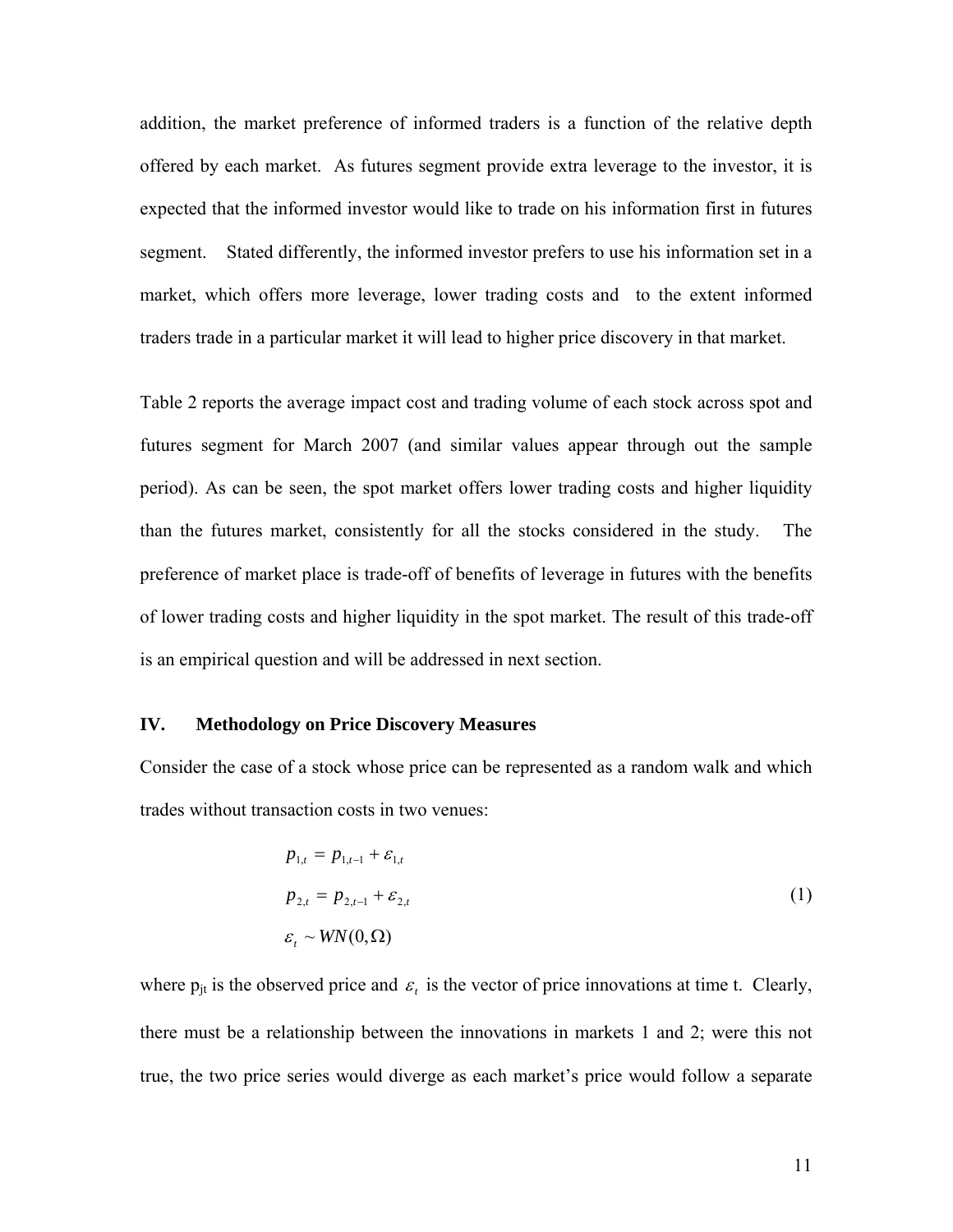addition, the market preference of informed traders is a function of the relative depth offered by each market. As futures segment provide extra leverage to the investor, it is expected that the informed investor would like to trade on his information first in futures segment. Stated differently, the informed investor prefers to use his information set in a market, which offers more leverage, lower trading costs and to the extent informed traders trade in a particular market it will lead to higher price discovery in that market.

Table 2 reports the average impact cost and trading volume of each stock across spot and futures segment for March 2007 (and similar values appear through out the sample period). As can be seen, the spot market offers lower trading costs and higher liquidity than the futures market, consistently for all the stocks considered in the study. The preference of market place is trade-off of benefits of leverage in futures with the benefits of lower trading costs and higher liquidity in the spot market. The result of this trade-off is an empirical question and will be addressed in next section.

## IV. Methodology on Price Discovery Measures

Consider the case of a stock whose price can be represented as a random walk and which trades without transaction costs in two venues:

$$
\begin{aligned}
p_{1,t} &= p_{1,t-1} + \varepsilon_{1,t} \\
p_{2,t} &= p_{2,t-1} + \varepsilon_{2,t} \\
\varepsilon_t &\sim WN(0, \Omega)
\end{aligned}
\tag{1}
$$

where $p_{jt}$ is the observed price and $\varepsilon_t$ is the vector of price innovations at time t. Clearly, there must be a relationship between the innovations in markets 1 and 2; were this not true, the two price series would diverge as each market's price would follow a separate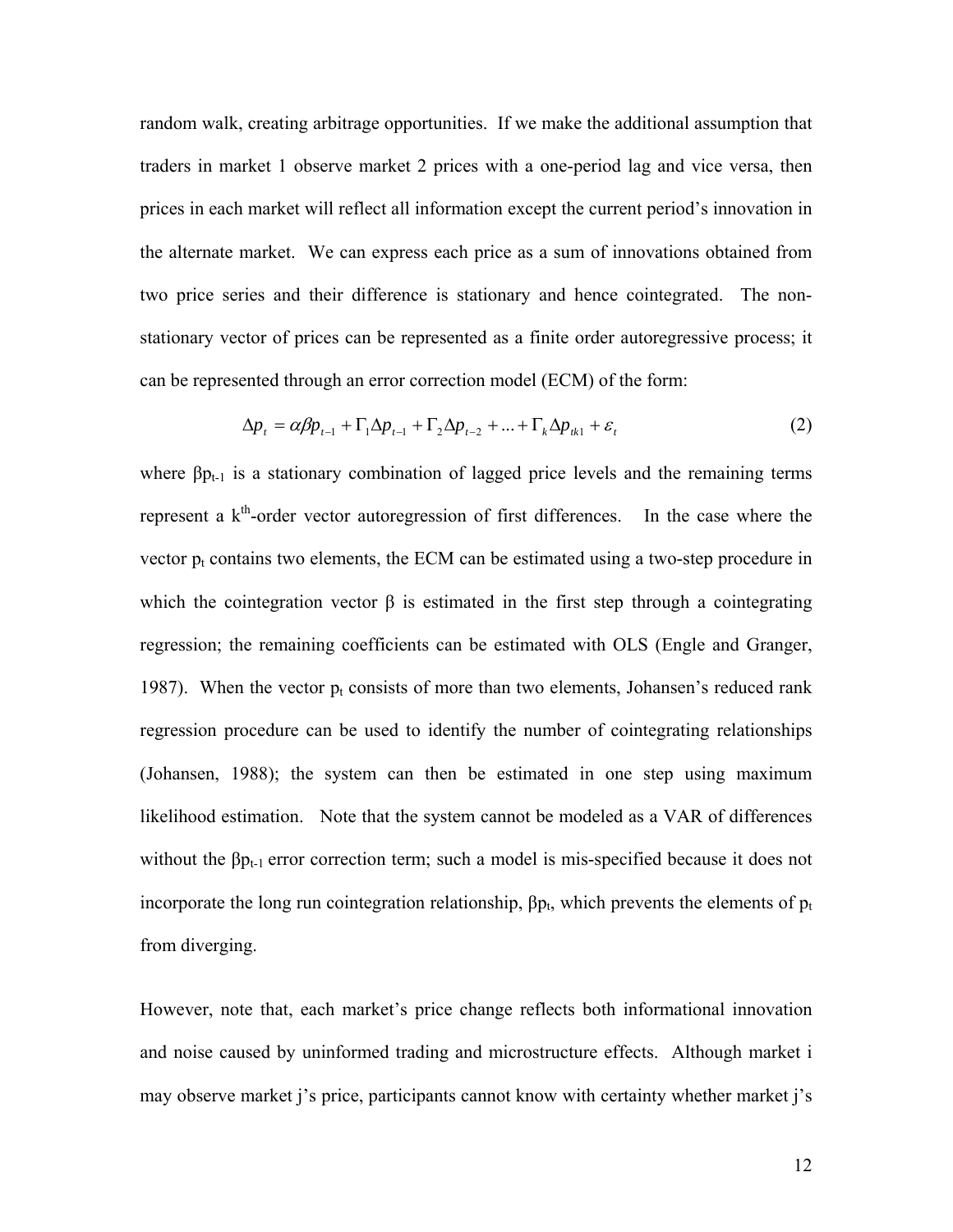random walk, creating arbitrage opportunities. If we make the additional assumption that traders in market 1 observe market 2 prices with a one-period lag and vice versa, then prices in each market will reflect all information except the current period's innovation in the alternate market. We can express each price as a sum of innovations obtained from two price series and their difference is stationary and hence cointegrated. The non-stationary vector of prices can be represented as a finite order autoregressive process; it can be represented through an error correction model (ECM) of the form:

$$\Delta p_t = \alpha\beta p_{t-1} + \Gamma_1 \Delta p_{t-1} + \Gamma_2 \Delta p_{t-2} + ... + \Gamma_k \Delta p_{tk1} + \varepsilon_t \qquad (2)$$

where $\beta p_{t-1}$ is a stationary combination of lagged price levels and the remaining terms represent a $k^{th}$-order vector autoregression of first differences. In the case where the vector $p_t$ contains two elements, the ECM can be estimated using a two-step procedure in which the cointegration vector $\beta$ is estimated in the first step through a cointegrating regression; the remaining coefficients can be estimated with OLS (Engle and Granger, 1987). When the vector $p_t$ consists of more than two elements, Johansen's reduced rank regression procedure can be used to identify the number of cointegrating relationships (Johansen, 1988); the system can then be estimated in one step using maximum likelihood estimation. Note that the system cannot be modeled as a VAR of differences without the $\beta p_{t-1}$ error correction term; such a model is mis-specified because it does not incorporate the long run cointegration relationship, $\beta p_t$, which prevents the elements of $p_t$ from diverging.

However, note that, each market's price change reflects both informational innovation and noise caused by uninformed trading and microstructure effects. Although market i may observe market j's price, participants cannot know with certainty whether market j's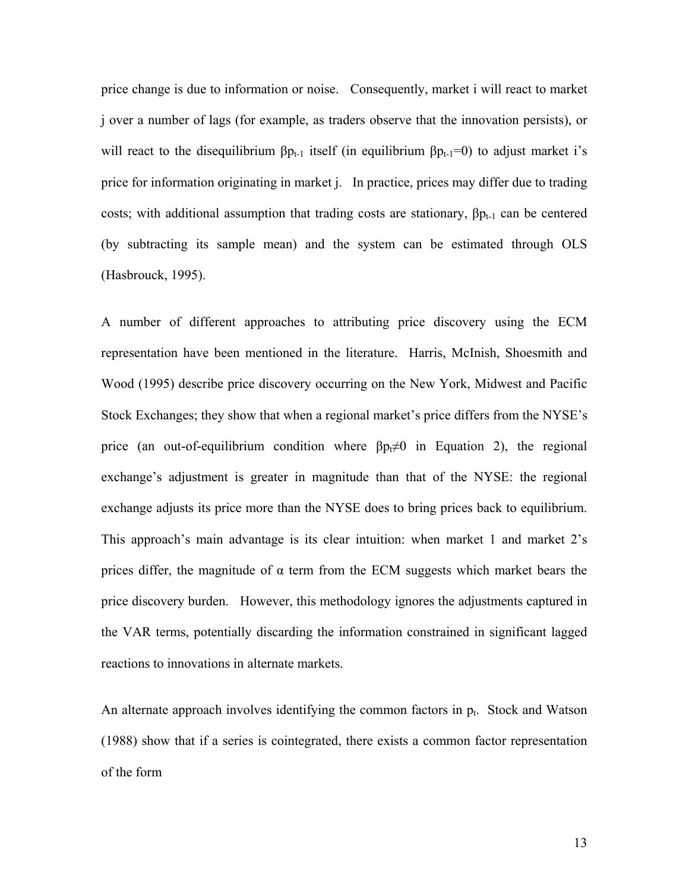price change is due to information or noise. Consequently, market i will react to market j over a number of lags (for example, as traders observe that the innovation persists), or will react to the disequilibrium $\beta p_{t-1}$ itself (in equilibrium $\beta p_{t-1}=0$) to adjust market i's price for information originating in market j. In practice, prices may differ due to trading costs; with additional assumption that trading costs are stationary, $\beta p_{t-1}$ can be centered (by subtracting its sample mean) and the system can be estimated through OLS (Hasbrouck, 1995).

A number of different approaches to attributing price discovery using the ECM representation have been mentioned in the literature. Harris, McInish, Shoesmith and Wood (1995) describe price discovery occurring on the New York, Midwest and Pacific Stock Exchanges; they show that when a regional market's price differs from the NYSE's price (an out-of-equilibrium condition where $\beta p_t \neq 0$ in Equation 2), the regional exchange's adjustment is greater in magnitude than that of the NYSE: the regional exchange adjusts its price more than the NYSE does to bring prices back to equilibrium. This approach's main advantage is its clear intuition: when market 1 and market 2's prices differ, the magnitude of $\alpha$ term from the ECM suggests which market bears the price discovery burden. However, this methodology ignores the adjustments captured in the VAR terms, potentially discarding the information constrained in significant lagged reactions to innovations in alternate markets.

An alternate approach involves identifying the common factors in $p_t$. Stock and Watson (1988) show that if a series is cointegrated, there exists a common factor representation of the form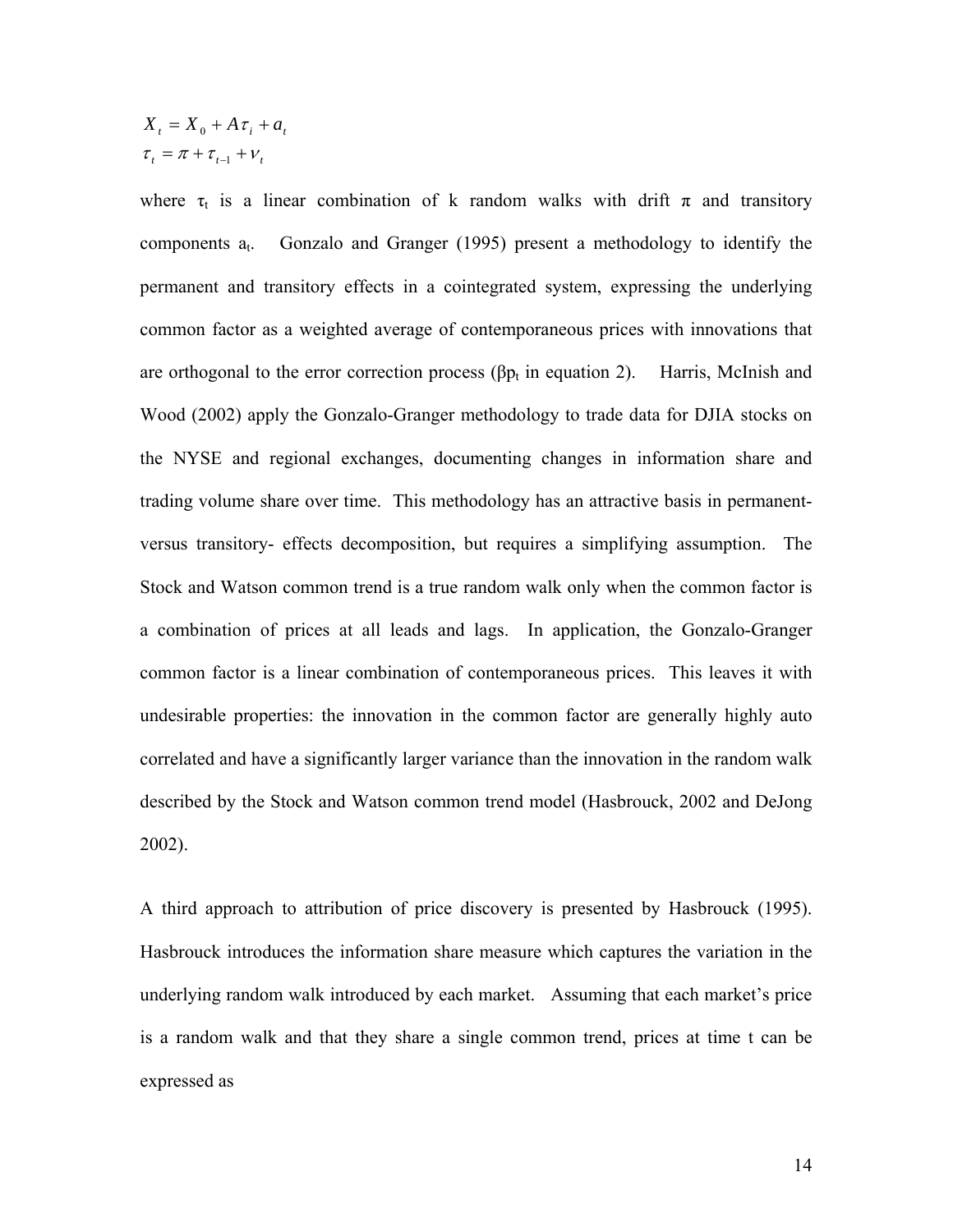$$X_t = X_0 + A\tau_i + a_t$$
$$\tau_t = \pi + \tau_{t-1} + \nu_t$$

where $\tau_t$ is a linear combination of k random walks with drift $\pi$ and transitory components $a_t$. Gonzalo and Granger (1995) present a methodology to identify the permanent and transitory effects in a cointegrated system, expressing the underlying common factor as a weighted average of contemporaneous prices with innovations that are orthogonal to the error correction process ($\beta p_t$ in equation 2). Harris, McInish and Wood (2002) apply the Gonzalo-Granger methodology to trade data for DJIA stocks on the NYSE and regional exchanges, documenting changes in information share and trading volume share over time. This methodology has an attractive basis in permanent-versus transitory- effects decomposition, but requires a simplifying assumption. The Stock and Watson common trend is a true random walk only when the common factor is a combination of prices at all leads and lags. In application, the Gonzalo-Granger common factor is a linear combination of contemporaneous prices. This leaves it with undesirable properties: the innovation in the common factor are generally highly auto correlated and have a significantly larger variance than the innovation in the random walk described by the Stock and Watson common trend model (Hasbrouck, 2002 and DeJong 2002).

A third approach to attribution of price discovery is presented by Hasbrouck (1995). Hasbrouck introduces the information share measure which captures the variation in the underlying random walk introduced by each market. Assuming that each market's price is a random walk and that they share a single common trend, prices at time t can be expressed as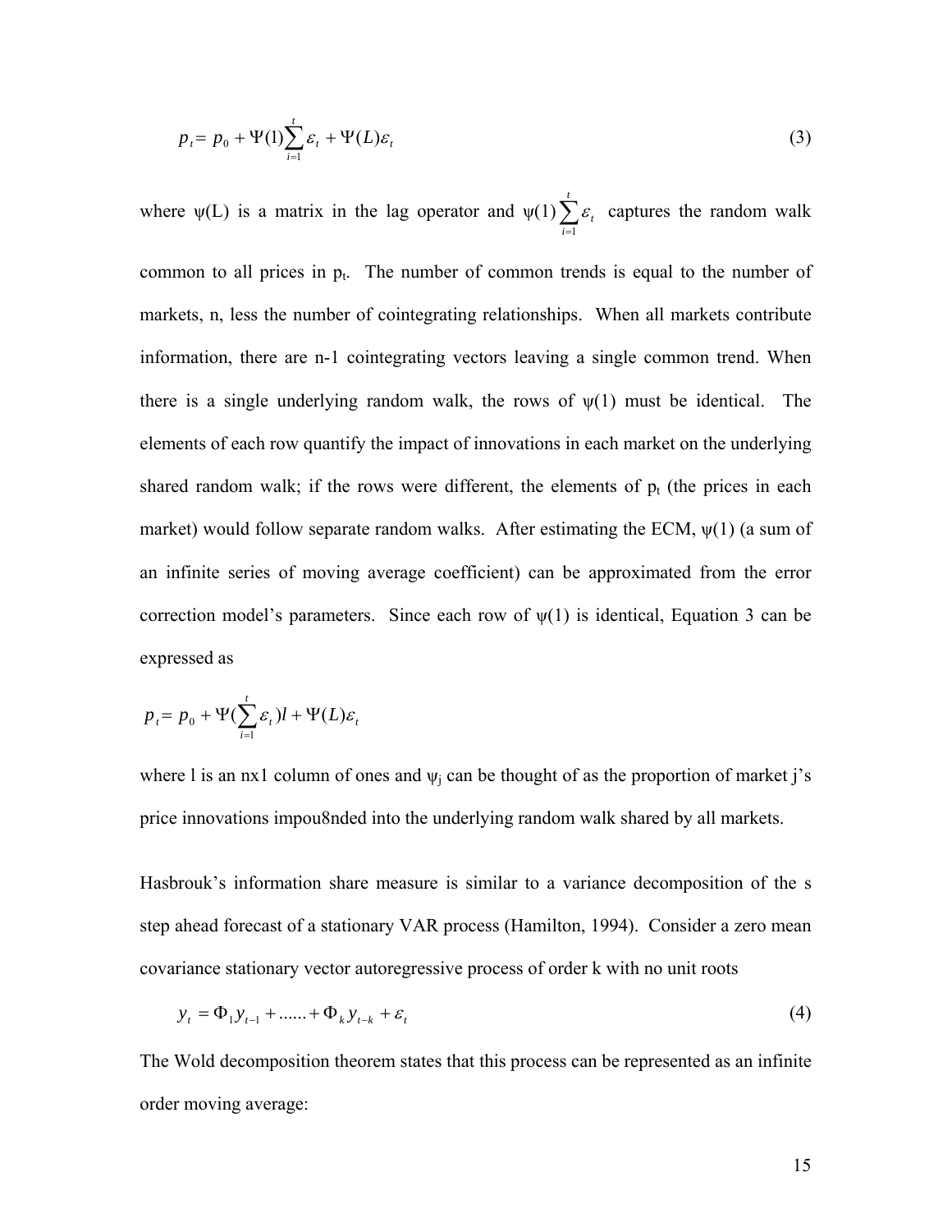$$p_t = p_0 + \Psi(1)\sum_{i=1}^{t}\varepsilon_t + \Psi(L)\varepsilon_t \tag{3}$$

where ψ(L) is a matrix in the lag operator and $\psi(1)\sum_{i=1}^{t}\varepsilon_t$ captures the random walk common to all prices in $p_t$. The number of common trends is equal to the number of markets, n, less the number of cointegrating relationships. When all markets contribute information, there are n-1 cointegrating vectors leaving a single common trend. When there is a single underlying random walk, the rows of ψ(1) must be identical. The elements of each row quantify the impact of innovations in each market on the underlying shared random walk; if the rows were different, the elements of $p_t$ (the prices in each market) would follow separate random walks. After estimating the ECM, ψ(1) (a sum of an infinite series of moving average coefficient) can be approximated from the error correction model's parameters. Since each row of ψ(1) is identical, Equation 3 can be expressed as

$$p_t = p_0 + \Psi(\sum_{i=1}^{t}\varepsilon_t)l + \Psi(L)\varepsilon_t$$

where l is an nx1 column of ones and $\psi_j$ can be thought of as the proportion of market j's price innovations impou8nded into the underlying random walk shared by all markets.

Hasbrouk's information share measure is similar to a variance decomposition of the s step ahead forecast of a stationary VAR process (Hamilton, 1994). Consider a zero mean covariance stationary vector autoregressive process of order k with no unit roots

$$y_t = \Phi_1 y_{t-1} + \ldots\ldots + \Phi_k y_{t-k} + \varepsilon_t \tag{4}$$

The Wold decomposition theorem states that this process can be represented as an infinite order moving average: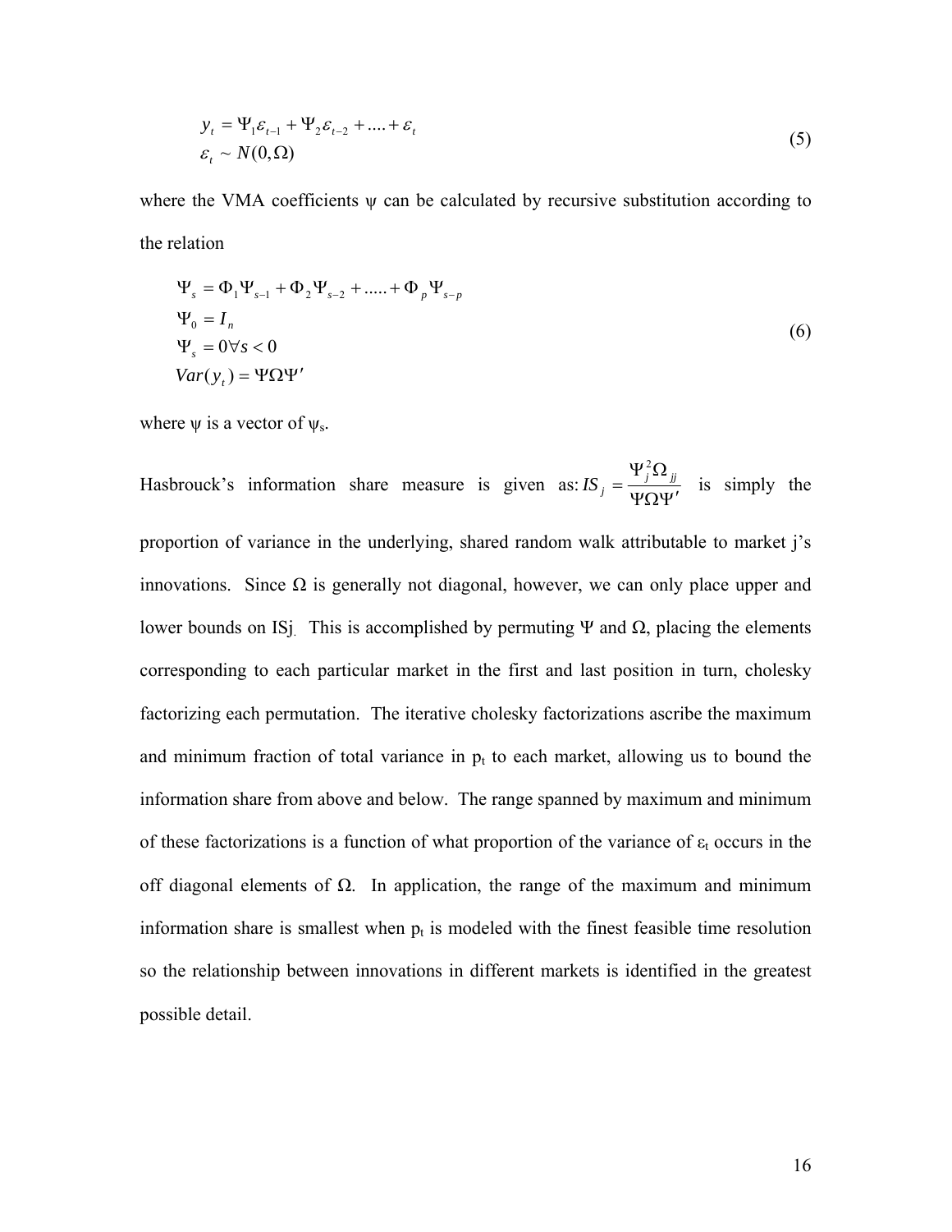$$
\begin{aligned}
y_t &= \Psi_1 \varepsilon_{t-1} + \Psi_2 \varepsilon_{t-2} + .... + \varepsilon_t \\
\varepsilon_t &\sim N(0, \Omega)
\end{aligned}
\tag{5}
$$

where the VMA coefficients $\psi$ can be calculated by recursive substitution according to the relation

$$
\begin{aligned}
\Psi_s &= \Phi_1 \Psi_{s-1} + \Phi_2 \Psi_{s-2} + ..... + \Phi_p \Psi_{s-p} \\
\Psi_0 &= I_n \\
\Psi_s &= 0 \forall s < 0 \\
Var(y_t) &= \Psi \Omega \Psi'
\end{aligned}
\tag{6}
$$

where $\psi$ is a vector of $\psi_s$.

Hasbrouck's information share measure is given as: $IS_j = \dfrac{\Psi_j^2 \Omega_{jj}}{\Psi \Omega \Psi'}$ is simply the proportion of variance in the underlying, shared random walk attributable to market j's innovations. Since $\Omega$ is generally not diagonal, however, we can only place upper and lower bounds on $IS_j$. This is accomplished by permuting $\Psi$ and $\Omega$, placing the elements corresponding to each particular market in the first and last position in turn, cholesky factorizing each permutation. The iterative cholesky factorizations ascribe the maximum and minimum fraction of total variance in $p_t$ to each market, allowing us to bound the information share from above and below. The range spanned by maximum and minimum of these factorizations is a function of what proportion of the variance of $\varepsilon_t$ occurs in the off diagonal elements of $\Omega$. In application, the range of the maximum and minimum information share is smallest when $p_t$ is modeled with the finest feasible time resolution so the relationship between innovations in different markets is identified in the greatest possible detail.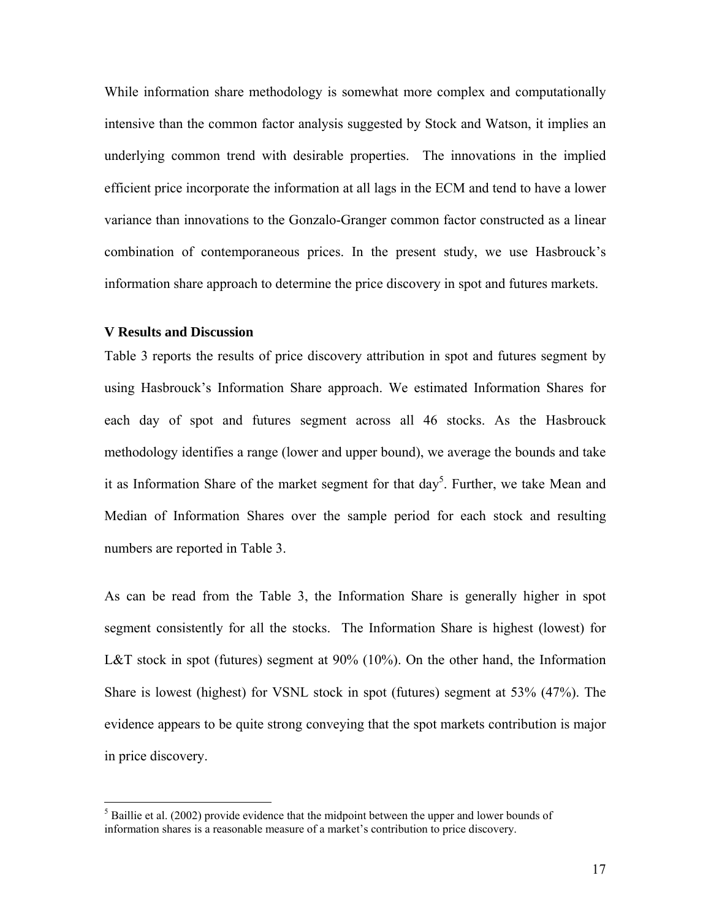While information share methodology is somewhat more complex and computationally intensive than the common factor analysis suggested by Stock and Watson, it implies an underlying common trend with desirable properties. The innovations in the implied efficient price incorporate the information at all lags in the ECM and tend to have a lower variance than innovations to the Gonzalo-Granger common factor constructed as a linear combination of contemporaneous prices. In the present study, we use Hasbrouck's information share approach to determine the price discovery in spot and futures markets.

### V Results and Discussion

Table 3 reports the results of price discovery attribution in spot and futures segment by using Hasbrouck's Information Share approach. We estimated Information Shares for each day of spot and futures segment across all 46 stocks. As the Hasbrouck methodology identifies a range (lower and upper bound), we average the bounds and take it as Information Share of the market segment for that day[5]. Further, we take Mean and Median of Information Shares over the sample period for each stock and resulting numbers are reported in Table 3.

As can be read from the Table 3, the Information Share is generally higher in spot segment consistently for all the stocks. The Information Share is highest (lowest) for L&T stock in spot (futures) segment at 90% (10%). On the other hand, the Information Share is lowest (highest) for VSNL stock in spot (futures) segment at 53% (47%). The evidence appears to be quite strong conveying that the spot markets contribution is major in price discovery.

[5] Baillie et al. (2002) provide evidence that the midpoint between the upper and lower bounds of information shares is a reasonable measure of a market's contribution to price discovery.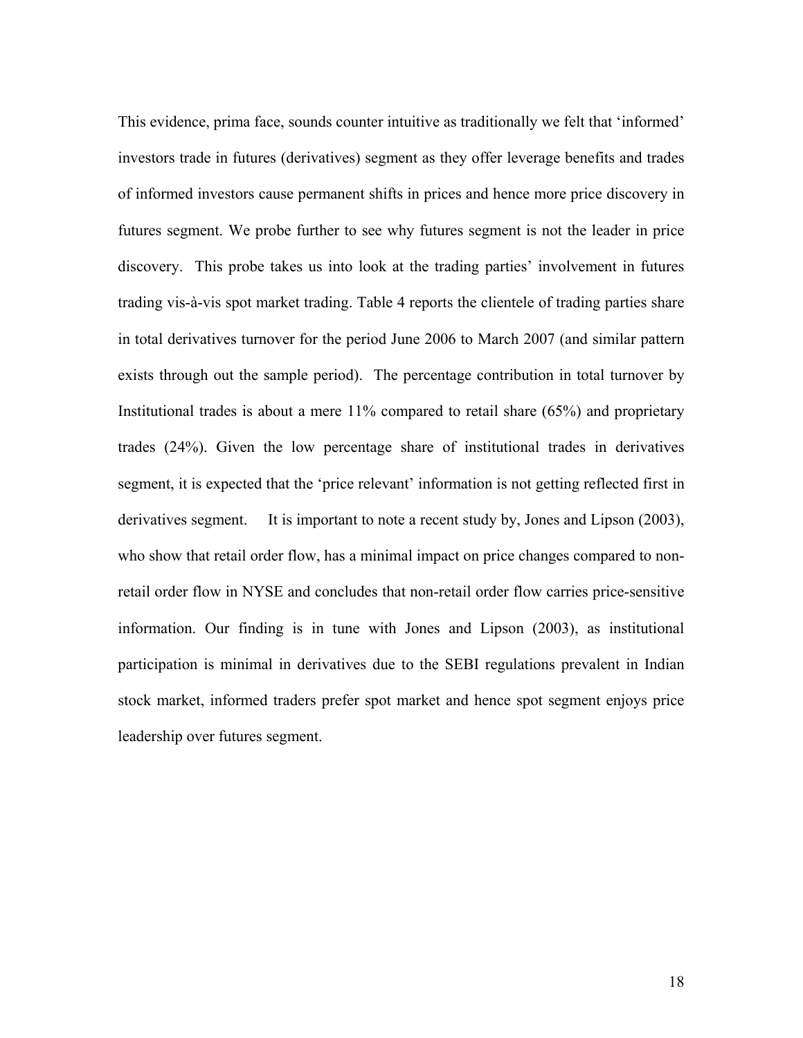This evidence, prima face, sounds counter intuitive as traditionally we felt that 'informed' investors trade in futures (derivatives) segment as they offer leverage benefits and trades of informed investors cause permanent shifts in prices and hence more price discovery in futures segment. We probe further to see why futures segment is not the leader in price discovery. This probe takes us into look at the trading parties' involvement in futures trading vis-à-vis spot market trading. Table 4 reports the clientele of trading parties share in total derivatives turnover for the period June 2006 to March 2007 (and similar pattern exists through out the sample period). The percentage contribution in total turnover by Institutional trades is about a mere 11% compared to retail share (65%) and proprietary trades (24%). Given the low percentage share of institutional trades in derivatives segment, it is expected that the 'price relevant' information is not getting reflected first in derivatives segment. It is important to note a recent study by, Jones and Lipson (2003), who show that retail order flow, has a minimal impact on price changes compared to non-retail order flow in NYSE and concludes that non-retail order flow carries price-sensitive information. Our finding is in tune with Jones and Lipson (2003), as institutional participation is minimal in derivatives due to the SEBI regulations prevalent in Indian stock market, informed traders prefer spot market and hence spot segment enjoys price leadership over futures segment.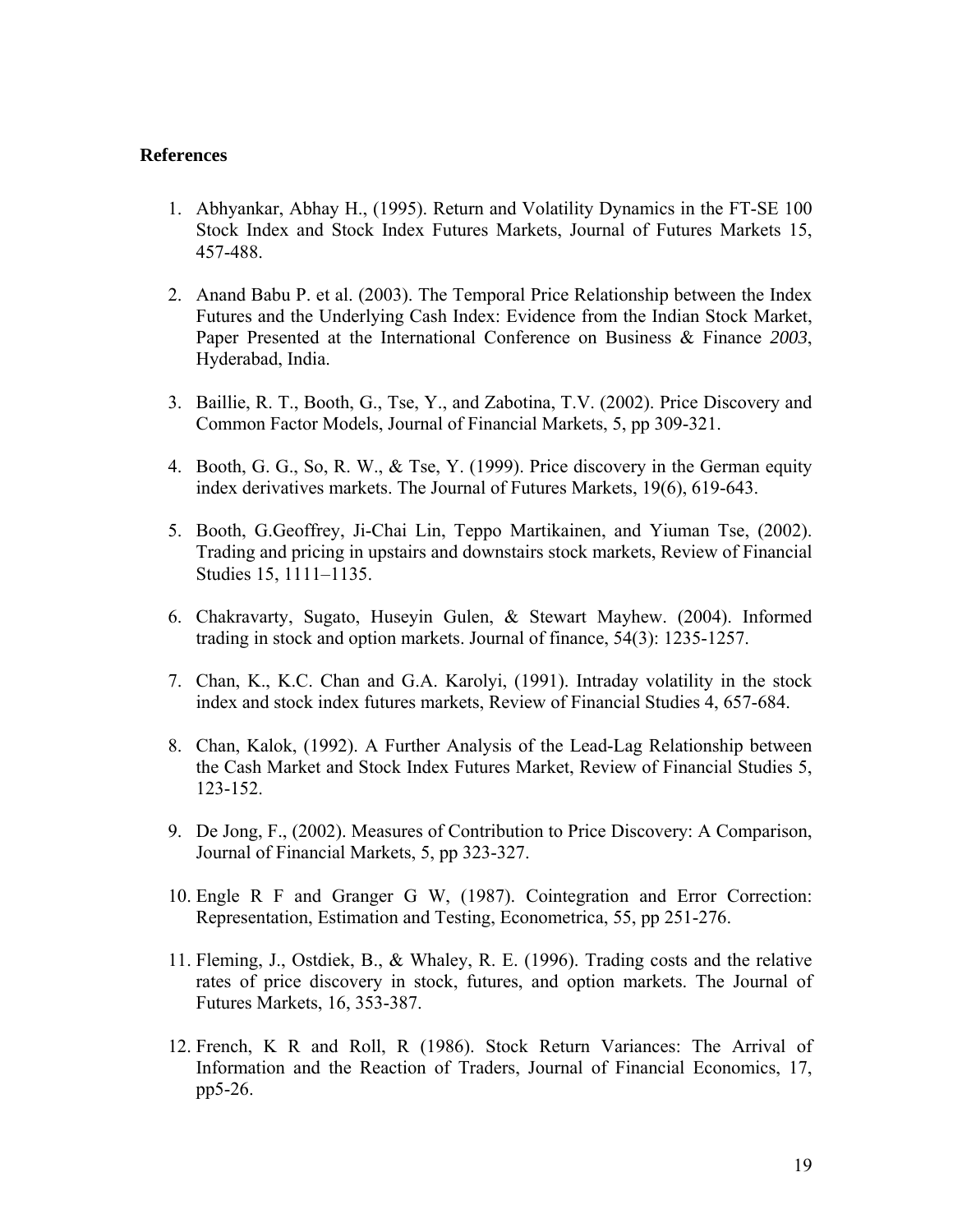**References**

1. Abhyankar, Abhay H., (1995). Return and Volatility Dynamics in the FT-SE 100 Stock Index and Stock Index Futures Markets, Journal of Futures Markets 15, 457-488.

2. Anand Babu P. et al. (2003). The Temporal Price Relationship between the Index Futures and the Underlying Cash Index: Evidence from the Indian Stock Market, Paper Presented at the International Conference on Business & Finance *2003*, Hyderabad, India.

3. Baillie, R. T., Booth, G., Tse, Y., and Zabotina, T.V. (2002). Price Discovery and Common Factor Models, Journal of Financial Markets, 5, pp 309-321.

4. Booth, G. G., So, R. W., & Tse, Y. (1999). Price discovery in the German equity index derivatives markets. The Journal of Futures Markets, 19(6), 619-643.

5. Booth, G.Geoffrey, Ji-Chai Lin, Teppo Martikainen, and Yiuman Tse, (2002). Trading and pricing in upstairs and downstairs stock markets, Review of Financial Studies 15, 1111–1135.

6. Chakravarty, Sugato, Huseyin Gulen, & Stewart Mayhew. (2004). Informed trading in stock and option markets. Journal of finance, 54(3): 1235-1257.

7. Chan, K., K.C. Chan and G.A. Karolyi, (1991). Intraday volatility in the stock index and stock index futures markets, Review of Financial Studies 4, 657-684.

8. Chan, Kalok, (1992). A Further Analysis of the Lead-Lag Relationship between the Cash Market and Stock Index Futures Market, Review of Financial Studies 5, 123-152.

9. De Jong, F., (2002). Measures of Contribution to Price Discovery: A Comparison, Journal of Financial Markets, 5, pp 323-327.

10. Engle R F and Granger G W, (1987). Cointegration and Error Correction: Representation, Estimation and Testing, Econometrica, 55, pp 251-276.

11. Fleming, J., Ostdiek, B., & Whaley, R. E. (1996). Trading costs and the relative rates of price discovery in stock, futures, and option markets. The Journal of Futures Markets, 16, 353-387.

12. French, K R and Roll, R (1986). Stock Return Variances: The Arrival of Information and the Reaction of Traders, Journal of Financial Economics, 17, pp5-26.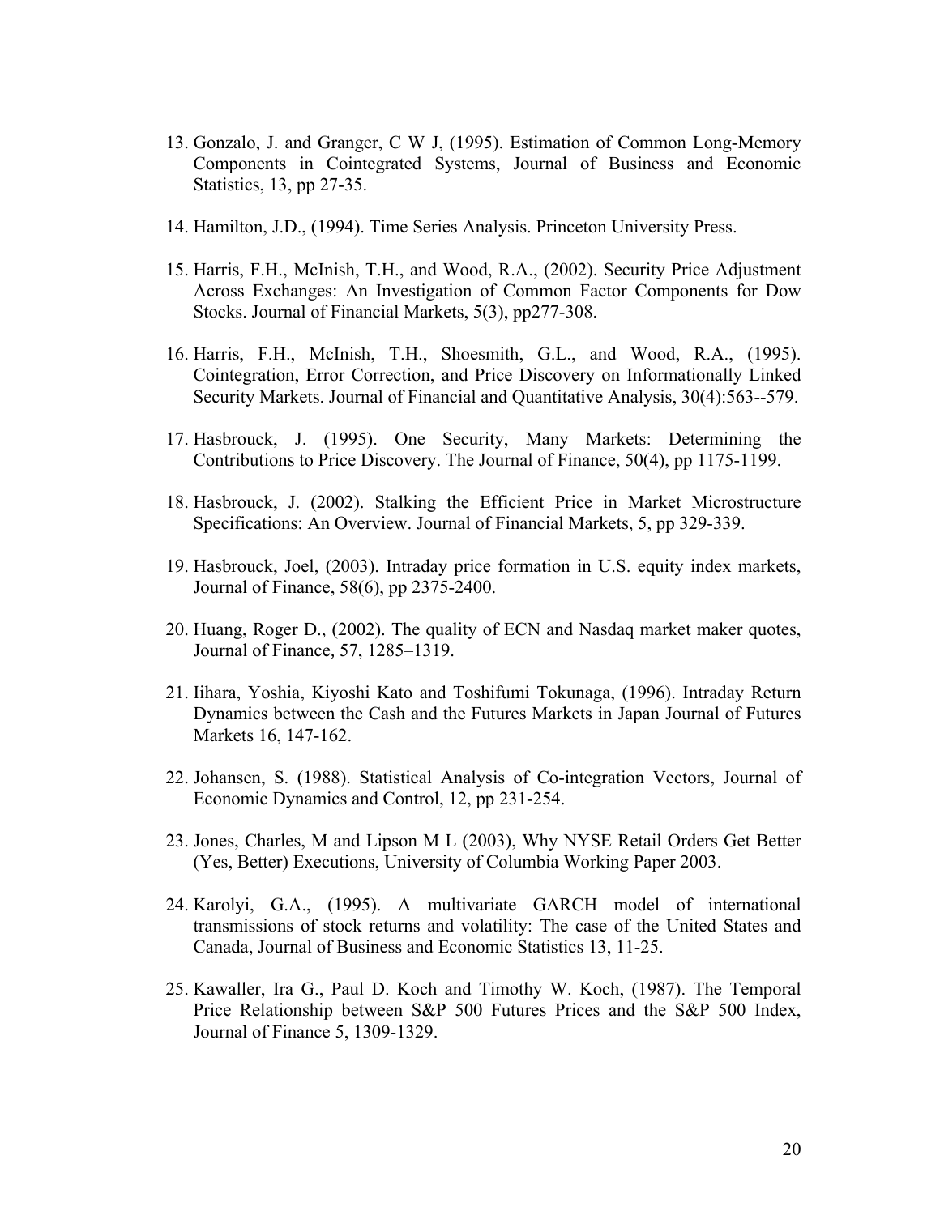13. Gonzalo, J. and Granger, C W J, (1995). Estimation of Common Long-Memory Components in Cointegrated Systems, Journal of Business and Economic Statistics, 13, pp 27-35.

14. Hamilton, J.D., (1994). Time Series Analysis. Princeton University Press.

15. Harris, F.H., McInish, T.H., and Wood, R.A., (2002). Security Price Adjustment Across Exchanges: An Investigation of Common Factor Components for Dow Stocks. Journal of Financial Markets, 5(3), pp277-308.

16. Harris, F.H., McInish, T.H., Shoesmith, G.L., and Wood, R.A., (1995). Cointegration, Error Correction, and Price Discovery on Informationally Linked Security Markets. Journal of Financial and Quantitative Analysis, 30(4):563--579.

17. Hasbrouck, J. (1995). One Security, Many Markets: Determining the Contributions to Price Discovery. The Journal of Finance, 50(4), pp 1175-1199.

18. Hasbrouck, J. (2002). Stalking the Efficient Price in Market Microstructure Specifications: An Overview. Journal of Financial Markets, 5, pp 329-339.

19. Hasbrouck, Joel, (2003). Intraday price formation in U.S. equity index markets, Journal of Finance, 58(6), pp 2375-2400.

20. Huang, Roger D., (2002). The quality of ECN and Nasdaq market maker quotes, Journal of Finance, 57, 1285–1319.

21. Iihara, Yoshia, Kiyoshi Kato and Toshifumi Tokunaga, (1996). Intraday Return Dynamics between the Cash and the Futures Markets in Japan Journal of Futures Markets 16, 147-162.

22. Johansen, S. (1988). Statistical Analysis of Co-integration Vectors, Journal of Economic Dynamics and Control, 12, pp 231-254.

23. Jones, Charles, M and Lipson M L (2003), Why NYSE Retail Orders Get Better (Yes, Better) Executions, University of Columbia Working Paper 2003.

24. Karolyi, G.A., (1995). A multivariate GARCH model of international transmissions of stock returns and volatility: The case of the United States and Canada, Journal of Business and Economic Statistics 13, 11-25.

25. Kawaller, Ira G., Paul D. Koch and Timothy W. Koch, (1987). The Temporal Price Relationship between S&P 500 Futures Prices and the S&P 500 Index, Journal of Finance 5, 1309-1329.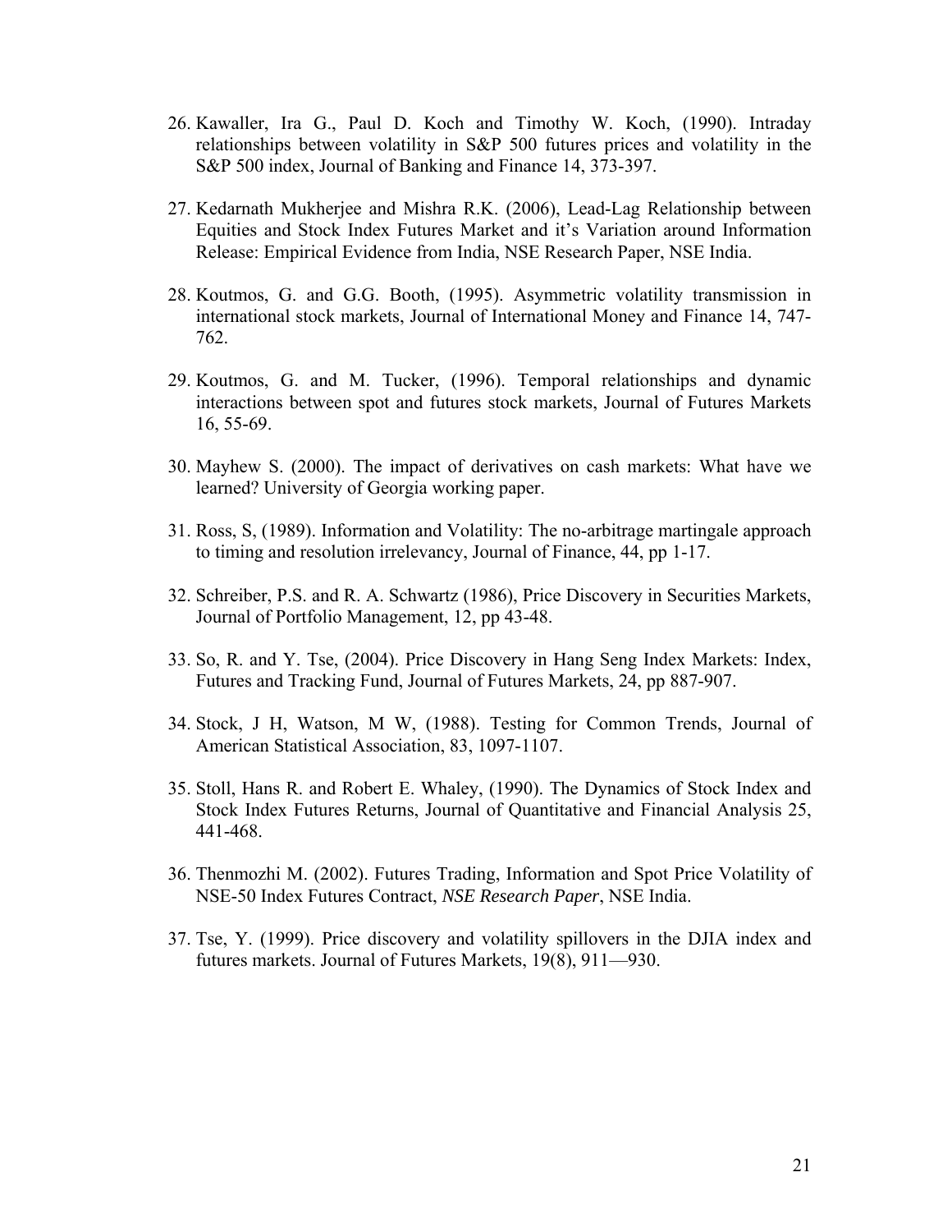26. Kawaller, Ira G., Paul D. Koch and Timothy W. Koch, (1990). Intraday relationships between volatility in S&P 500 futures prices and volatility in the S&P 500 index, Journal of Banking and Finance 14, 373-397.

27. Kedarnath Mukherjee and Mishra R.K. (2006), Lead-Lag Relationship between Equities and Stock Index Futures Market and it's Variation around Information Release: Empirical Evidence from India, NSE Research Paper, NSE India.

28. Koutmos, G. and G.G. Booth, (1995). Asymmetric volatility transmission in international stock markets, Journal of International Money and Finance 14, 747-762.

29. Koutmos, G. and M. Tucker, (1996). Temporal relationships and dynamic interactions between spot and futures stock markets, Journal of Futures Markets 16, 55-69.

30. Mayhew S. (2000). The impact of derivatives on cash markets: What have we learned? University of Georgia working paper.

31. Ross, S, (1989). Information and Volatility: The no-arbitrage martingale approach to timing and resolution irrelevancy, Journal of Finance, 44, pp 1-17.

32. Schreiber, P.S. and R. A. Schwartz (1986), Price Discovery in Securities Markets, Journal of Portfolio Management, 12, pp 43-48.

33. So, R. and Y. Tse, (2004). Price Discovery in Hang Seng Index Markets: Index, Futures and Tracking Fund, Journal of Futures Markets, 24, pp 887-907.

34. Stock, J H, Watson, M W, (1988). Testing for Common Trends, Journal of American Statistical Association, 83, 1097-1107.

35. Stoll, Hans R. and Robert E. Whaley, (1990). The Dynamics of Stock Index and Stock Index Futures Returns, Journal of Quantitative and Financial Analysis 25, 441-468.

36. Thenmozhi M. (2002). Futures Trading, Information and Spot Price Volatility of NSE-50 Index Futures Contract, *NSE Research Paper*, NSE India.

37. Tse, Y. (1999). Price discovery and volatility spillovers in the DJIA index and futures markets. Journal of Futures Markets, 19(8), 911—930.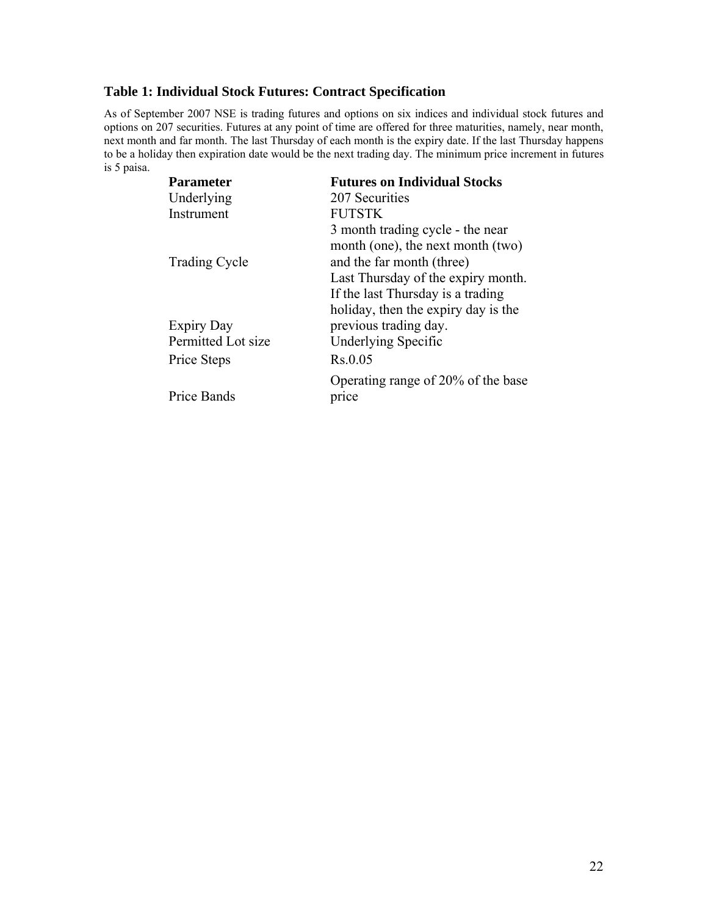### Table 1: Individual Stock Futures: Contract Specification

As of September 2007 NSE is trading futures and options on six indices and individual stock futures and options on 207 securities. Futures at any point of time are offered for three maturities, namely, near month, next month and far month. The last Thursday of each month is the expiry date. If the last Thursday happens to be a holiday then expiration date would be the next trading day. The minimum price increment in futures is 5 paisa.

| Parameter | Futures on Individual Stocks |
| --- | --- |
| Underlying | 207 Securities |
| Instrument | FUTSTK |
| Trading Cycle | 3 month trading cycle - the near month (one), the next month (two) and the far month (three) |
| Expiry Day | Last Thursday of the expiry month. If the last Thursday is a trading holiday, then the expiry day is the previous trading day. |
| Permitted Lot size | Underlying Specific |
| Price Steps | Rs.0.05 |
| Price Bands | Operating range of 20% of the base price |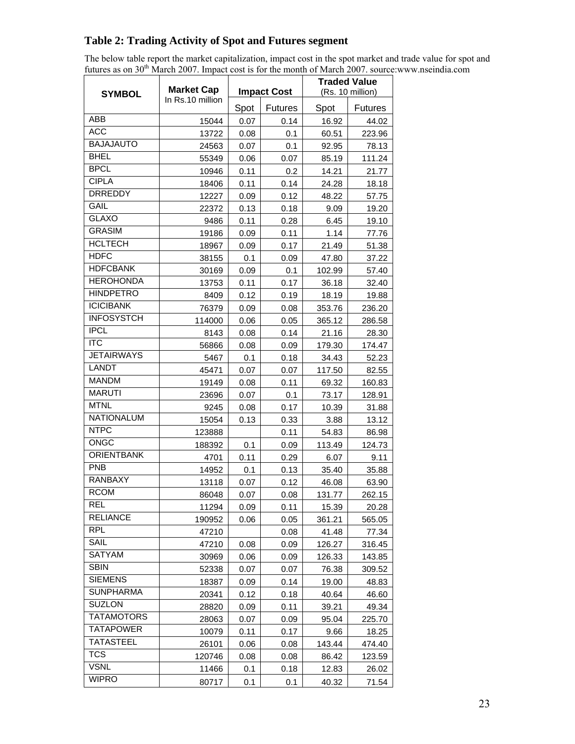## Table 2: Trading Activity of Spot and Futures segment

The below table report the market capitalization, impact cost in the spot market and trade value for spot and futures as on 30[th] March 2007. Impact cost is for the month of March 2007. source:www.nseindia.com

| SYMBOL | Market Cap In Rs.10 million | Impact Cost | | Traded Value (Rs. 10 million) | |
|---|---|---|---|---|---|
| | | Spot | Futures | Spot | Futures |
| ABB | 15044 | 0.07 | 0.14 | 16.92 | 44.02 |
| ACC | 13722 | 0.08 | 0.1 | 60.51 | 223.96 |
| BAJAJAUTO | 24563 | 0.07 | 0.1 | 92.95 | 78.13 |
| BHEL | 55349 | 0.06 | 0.07 | 85.19 | 111.24 |
| BPCL | 10946 | 0.11 | 0.2 | 14.21 | 21.77 |
| CIPLA | 18406 | 0.11 | 0.14 | 24.28 | 18.18 |
| DRREDDY | 12227 | 0.09 | 0.12 | 48.22 | 57.75 |
| GAIL | 22372 | 0.13 | 0.18 | 9.09 | 19.20 |
| GLAXO | 9486 | 0.11 | 0.28 | 6.45 | 19.10 |
| GRASIM | 19186 | 0.09 | 0.11 | 1.14 | 77.76 |
| HCLTECH | 18967 | 0.09 | 0.17 | 21.49 | 51.38 |
| HDFC | 38155 | 0.1 | 0.09 | 47.80 | 37.22 |
| HDFCBANK | 30169 | 0.09 | 0.1 | 102.99 | 57.40 |
| HEROHONDA | 13753 | 0.11 | 0.17 | 36.18 | 32.40 |
| HINDPETRO | 8409 | 0.12 | 0.19 | 18.19 | 19.88 |
| ICICIBANK | 76379 | 0.09 | 0.08 | 353.76 | 236.20 |
| INFOSYSTCH | 114000 | 0.06 | 0.05 | 365.12 | 286.58 |
| IPCL | 8143 | 0.08 | 0.14 | 21.16 | 28.30 |
| ITC | 56866 | 0.08 | 0.09 | 179.30 | 174.47 |
| JETAIRWAYS | 5467 | 0.1 | 0.18 | 34.43 | 52.23 |
| LANDT | 45471 | 0.07 | 0.07 | 117.50 | 82.55 |
| MANDM | 19149 | 0.08 | 0.11 | 69.32 | 160.83 |
| MARUTI | 23696 | 0.07 | 0.1 | 73.17 | 128.91 |
| MTNL | 9245 | 0.08 | 0.17 | 10.39 | 31.88 |
| NATIONALUM | 15054 | 0.13 | 0.33 | 3.88 | 13.12 |
| NTPC | 123888 | | 0.11 | 54.83 | 86.98 |
| ONGC | 188392 | 0.1 | 0.09 | 113.49 | 124.73 |
| ORIENTBANK | 4701 | 0.11 | 0.29 | 6.07 | 9.11 |
| PNB | 14952 | 0.1 | 0.13 | 35.40 | 35.88 |
| RANBAXY | 13118 | 0.07 | 0.12 | 46.08 | 63.90 |
| RCOM | 86048 | 0.07 | 0.08 | 131.77 | 262.15 |
| REL | 11294 | 0.09 | 0.11 | 15.39 | 20.28 |
| RELIANCE | 190952 | 0.06 | 0.05 | 361.21 | 565.05 |
| RPL | 47210 | | 0.08 | 41.48 | 77.34 |
| SAIL | 47210 | 0.08 | 0.09 | 126.27 | 316.45 |
| SATYAM | 30969 | 0.06 | 0.09 | 126.33 | 143.85 |
| SBIN | 52338 | 0.07 | 0.07 | 76.38 | 309.52 |
| SIEMENS | 18387 | 0.09 | 0.14 | 19.00 | 48.83 |
| SUNPHARMA | 20341 | 0.12 | 0.18 | 40.64 | 46.60 |
| SUZLON | 28820 | 0.09 | 0.11 | 39.21 | 49.34 |
| TATAMOTORS | 28063 | 0.07 | 0.09 | 95.04 | 225.70 |
| TATAPOWER | 10079 | 0.11 | 0.17 | 9.66 | 18.25 |
| TATASTEEL | 26101 | 0.06 | 0.08 | 143.44 | 474.40 |
| TCS | 120746 | 0.08 | 0.08 | 86.42 | 123.59 |
| VSNL | 11466 | 0.1 | 0.18 | 12.83 | 26.02 |
| WIPRO | 80717 | 0.1 | 0.1 | 40.32 | 71.54 |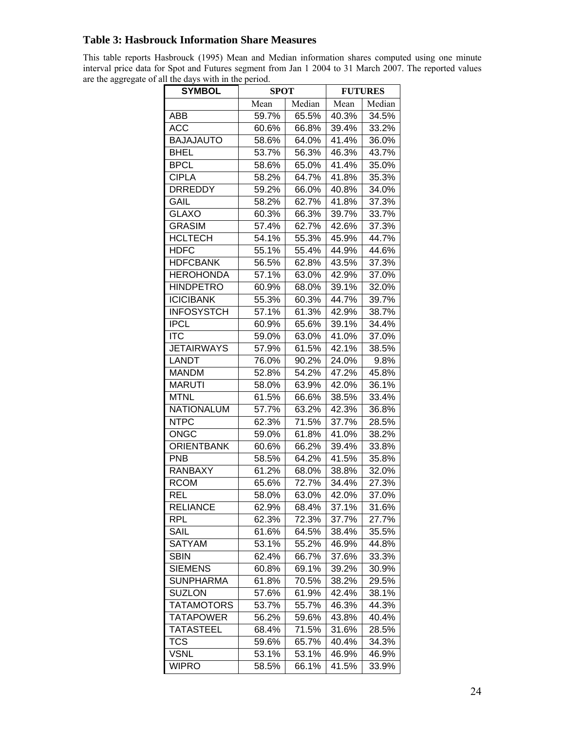### Table 3: Hasbrouck Information Share Measures

This table reports Hasbrouck (1995) Mean and Median information shares computed using one minute interval price data for Spot and Futures segment from Jan 1 2004 to 31 March 2007. The reported values are the aggregate of all the days with in the period.

| SYMBOL | SPOT | | FUTURES | |
|---|---|---|---|---|
| | Mean | Median | Mean | Median |
| ABB | 59.7% | 65.5% | 40.3% | 34.5% |
| ACC | 60.6% | 66.8% | 39.4% | 33.2% |
| BAJAJAUTO | 58.6% | 64.0% | 41.4% | 36.0% |
| BHEL | 53.7% | 56.3% | 46.3% | 43.7% |
| BPCL | 58.6% | 65.0% | 41.4% | 35.0% |
| CIPLA | 58.2% | 64.7% | 41.8% | 35.3% |
| DRREDDY | 59.2% | 66.0% | 40.8% | 34.0% |
| GAIL | 58.2% | 62.7% | 41.8% | 37.3% |
| GLAXO | 60.3% | 66.3% | 39.7% | 33.7% |
| GRASIM | 57.4% | 62.7% | 42.6% | 37.3% |
| HCLTECH | 54.1% | 55.3% | 45.9% | 44.7% |
| HDFC | 55.1% | 55.4% | 44.9% | 44.6% |
| HDFCBANK | 56.5% | 62.8% | 43.5% | 37.3% |
| HEROHONDA | 57.1% | 63.0% | 42.9% | 37.0% |
| HINDPETRO | 60.9% | 68.0% | 39.1% | 32.0% |
| ICICIBANK | 55.3% | 60.3% | 44.7% | 39.7% |
| INFOSYSTCH | 57.1% | 61.3% | 42.9% | 38.7% |
| IPCL | 60.9% | 65.6% | 39.1% | 34.4% |
| ITC | 59.0% | 63.0% | 41.0% | 37.0% |
| JETAIRWAYS | 57.9% | 61.5% | 42.1% | 38.5% |
| LANDT | 76.0% | 90.2% | 24.0% | 9.8% |
| MANDM | 52.8% | 54.2% | 47.2% | 45.8% |
| MARUTI | 58.0% | 63.9% | 42.0% | 36.1% |
| MTNL | 61.5% | 66.6% | 38.5% | 33.4% |
| NATIONALUM | 57.7% | 63.2% | 42.3% | 36.8% |
| NTPC | 62.3% | 71.5% | 37.7% | 28.5% |
| ONGC | 59.0% | 61.8% | 41.0% | 38.2% |
| ORIENTBANK | 60.6% | 66.2% | 39.4% | 33.8% |
| PNB | 58.5% | 64.2% | 41.5% | 35.8% |
| RANBAXY | 61.2% | 68.0% | 38.8% | 32.0% |
| RCOM | 65.6% | 72.7% | 34.4% | 27.3% |
| REL | 58.0% | 63.0% | 42.0% | 37.0% |
| RELIANCE | 62.9% | 68.4% | 37.1% | 31.6% |
| RPL | 62.3% | 72.3% | 37.7% | 27.7% |
| SAIL | 61.6% | 64.5% | 38.4% | 35.5% |
| SATYAM | 53.1% | 55.2% | 46.9% | 44.8% |
| SBIN | 62.4% | 66.7% | 37.6% | 33.3% |
| SIEMENS | 60.8% | 69.1% | 39.2% | 30.9% |
| SUNPHARMA | 61.8% | 70.5% | 38.2% | 29.5% |
| SUZLON | 57.6% | 61.9% | 42.4% | 38.1% |
| TATAMOTORS | 53.7% | 55.7% | 46.3% | 44.3% |
| TATAPOWER | 56.2% | 59.6% | 43.8% | 40.4% |
| TATASTEEL | 68.4% | 71.5% | 31.6% | 28.5% |
| TCS | 59.6% | 65.7% | 40.4% | 34.3% |
| VSNL | 53.1% | 53.1% | 46.9% | 46.9% |
| WIPRO | 58.5% | 66.1% | 41.5% | 33.9% |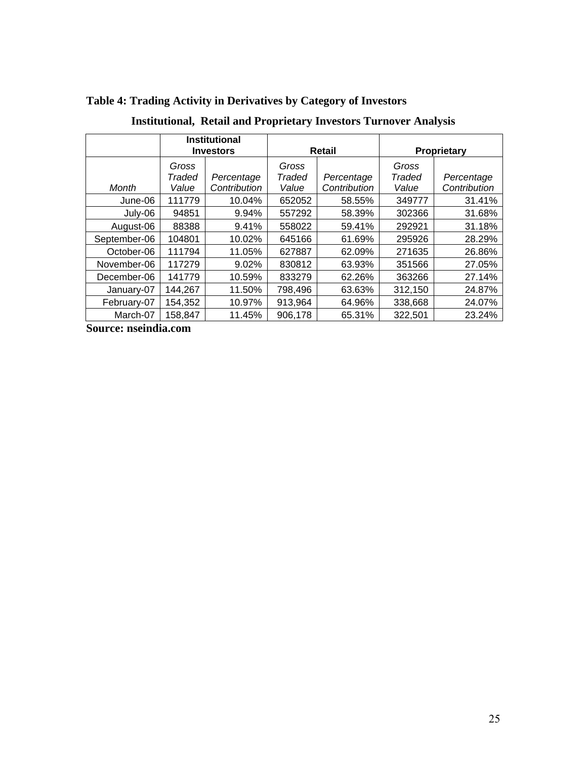**Table 4: Trading Activity in Derivatives by Category of Investors**

**Institutional, Retail and Proprietary Investors Turnover Analysis**

| | Institutional Investors | | Retail | | Proprietary | |
|---|---|---|---|---|---|---|
| *Month* | *Gross Traded Value* | *Percentage Contribution* | *Gross Traded Value* | *Percentage Contribution* | *Gross Traded Value* | *Percentage Contribution* |
| June-06 | 111779 | 10.04% | 652052 | 58.55% | 349777 | 31.41% |
| July-06 | 94851 | 9.94% | 557292 | 58.39% | 302366 | 31.68% |
| August-06 | 88388 | 9.41% | 558022 | 59.41% | 292921 | 31.18% |
| September-06 | 104801 | 10.02% | 645166 | 61.69% | 295926 | 28.29% |
| October-06 | 111794 | 11.05% | 627887 | 62.09% | 271635 | 26.86% |
| November-06 | 117279 | 9.02% | 830812 | 63.93% | 351566 | 27.05% |
| December-06 | 141779 | 10.59% | 833279 | 62.26% | 363266 | 27.14% |
| January-07 | 144,267 | 11.50% | 798,496 | 63.63% | 312,150 | 24.87% |
| February-07 | 154,352 | 10.97% | 913,964 | 64.96% | 338,668 | 24.07% |
| March-07 | 158,847 | 11.45% | 906,178 | 65.31% | 322,501 | 23.24% |

**Source: nseindia.com**